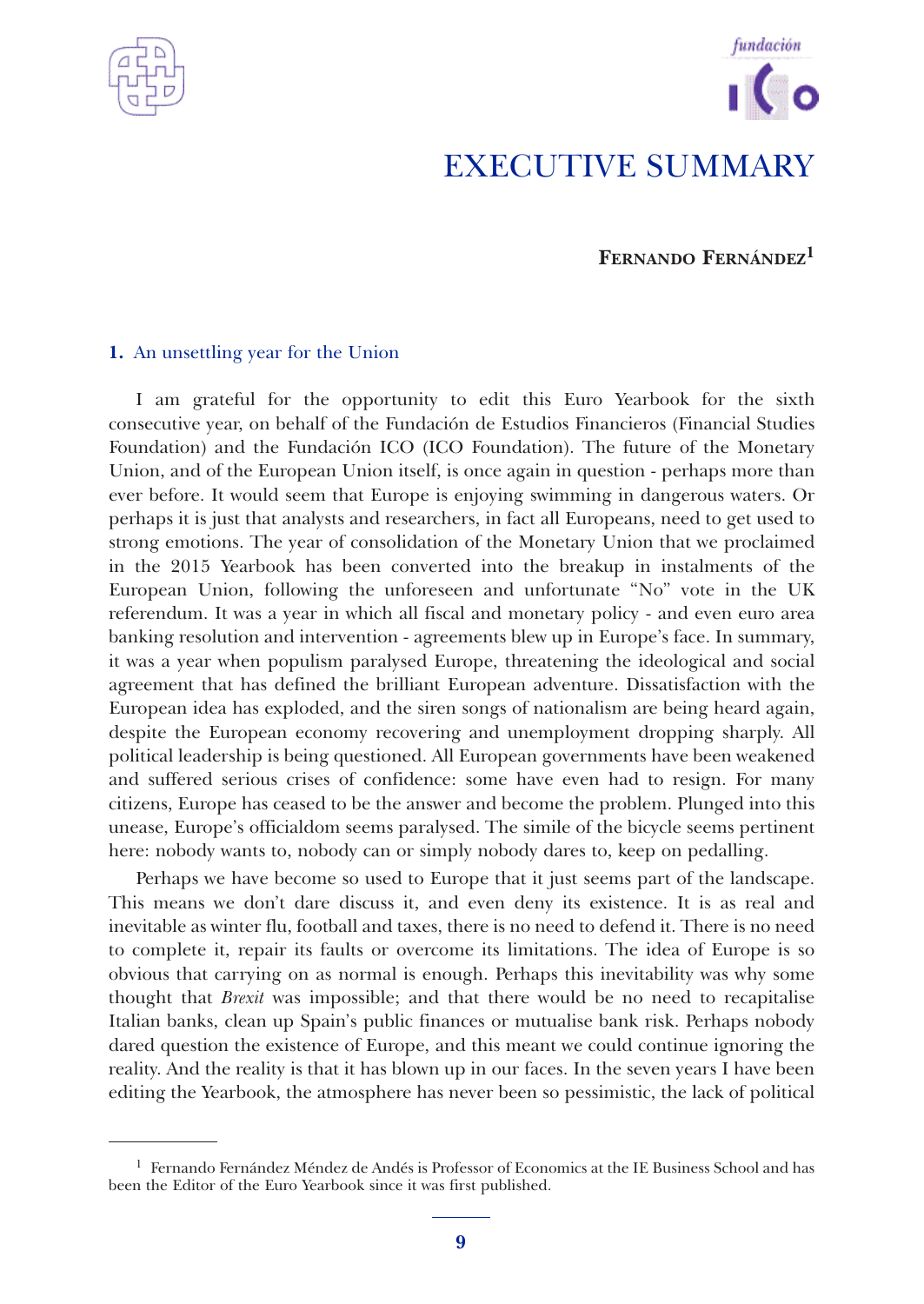# EXECUTIVE SUMMARY

**Fernando Fernández**[1]

## 1. An unsettling year for the Union

I am grateful for the opportunity to edit this Euro Yearbook for the sixth consecutive year, on behalf of the Fundación de Estudios Financieros (Financial Studies Foundation) and the Fundación ICO (ICO Foundation). The future of the Monetary Union, and of the European Union itself, is once again in question - perhaps more than ever before. It would seem that Europe is enjoying swimming in dangerous waters. Or perhaps it is just that analysts and researchers, in fact all Europeans, need to get used to strong emotions. The year of consolidation of the Monetary Union that we proclaimed in the 2015 Yearbook has been converted into the breakup in instalments of the European Union, following the unforeseen and unfortunate "No" vote in the UK referendum. It was a year in which all fiscal and monetary policy - and even euro area banking resolution and intervention - agreements blew up in Europe's face. In summary, it was a year when populism paralysed Europe, threatening the ideological and social agreement that has defined the brilliant European adventure. Dissatisfaction with the European idea has exploded, and the siren songs of nationalism are being heard again, despite the European economy recovering and unemployment dropping sharply. All political leadership is being questioned. All European governments have been weakened and suffered serious crises of confidence: some have even had to resign. For many citizens, Europe has ceased to be the answer and become the problem. Plunged into this unease, Europe's officialdom seems paralysed. The simile of the bicycle seems pertinent here: nobody wants to, nobody can or simply nobody dares to, keep on pedalling.

Perhaps we have become so used to Europe that it just seems part of the landscape. This means we don't dare discuss it, and even deny its existence. It is as real and inevitable as winter flu, football and taxes, there is no need to defend it. There is no need to complete it, repair its faults or overcome its limitations. The idea of Europe is so obvious that carrying on as normal is enough. Perhaps this inevitability was why some thought that *Brexit* was impossible; and that there would be no need to recapitalise Italian banks, clean up Spain's public finances or mutualise bank risk. Perhaps nobody dared question the existence of Europe, and this meant we could continue ignoring the reality. And the reality is that it has blown up in our faces. In the seven years I have been editing the Yearbook, the atmosphere has never been so pessimistic, the lack of political

---

[1] Fernando Fernández Méndez de Andés is Professor of Economics at the IE Business School and has been the Editor of the Euro Yearbook since it was first published.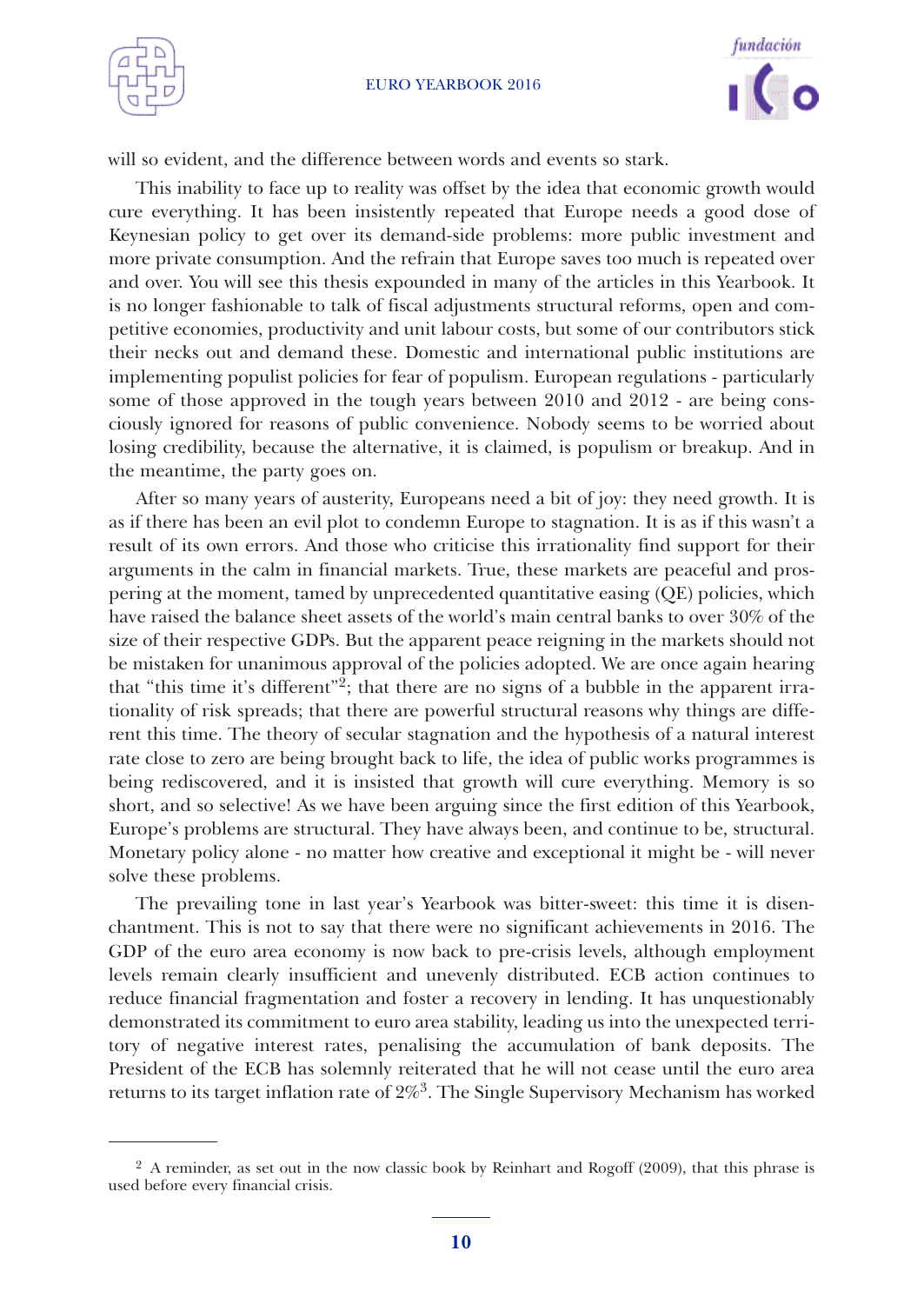will so evident, and the difference between words and events so stark.

This inability to face up to reality was offset by the idea that economic growth would cure everything. It has been insistently repeated that Europe needs a good dose of Keynesian policy to get over its demand-side problems: more public investment and more private consumption. And the refrain that Europe saves too much is repeated over and over. You will see this thesis expounded in many of the articles in this Yearbook. It is no longer fashionable to talk of fiscal adjustments structural reforms, open and competitive economies, productivity and unit labour costs, but some of our contributors stick their necks out and demand these. Domestic and international public institutions are implementing populist policies for fear of populism. European regulations - particularly some of those approved in the tough years between 2010 and 2012 - are being consciously ignored for reasons of public convenience. Nobody seems to be worried about losing credibility, because the alternative, it is claimed, is populism or breakup. And in the meantime, the party goes on.

After so many years of austerity, Europeans need a bit of joy: they need growth. It is as if there has been an evil plot to condemn Europe to stagnation. It is as if this wasn't a result of its own errors. And those who criticise this irrationality find support for their arguments in the calm in financial markets. True, these markets are peaceful and prospering at the moment, tamed by unprecedented quantitative easing (QE) policies, which have raised the balance sheet assets of the world's main central banks to over 30% of the size of their respective GDPs. But the apparent peace reigning in the markets should not be mistaken for unanimous approval of the policies adopted. We are once again hearing that "this time it's different"[2]; that there are no signs of a bubble in the apparent irrationality of risk spreads; that there are powerful structural reasons why things are different this time. The theory of secular stagnation and the hypothesis of a natural interest rate close to zero are being brought back to life, the idea of public works programmes is being rediscovered, and it is insisted that growth will cure everything. Memory is so short, and so selective! As we have been arguing since the first edition of this Yearbook, Europe's problems are structural. They have always been, and continue to be, structural. Monetary policy alone - no matter how creative and exceptional it might be - will never solve these problems.

The prevailing tone in last year's Yearbook was bitter-sweet: this time it is disenchantment. This is not to say that there were no significant achievements in 2016. The GDP of the euro area economy is now back to pre-crisis levels, although employment levels remain clearly insufficient and unevenly distributed. ECB action continues to reduce financial fragmentation and foster a recovery in lending. It has unquestionably demonstrated its commitment to euro area stability, leading us into the unexpected territory of negative interest rates, penalising the accumulation of bank deposits. The President of the ECB has solemnly reiterated that he will not cease until the euro area returns to its target inflation rate of 2%[3]. The Single Supervisory Mechanism has worked

---

[2] A reminder, as set out in the now classic book by Reinhart and Rogoff (2009), that this phrase is used before every financial crisis.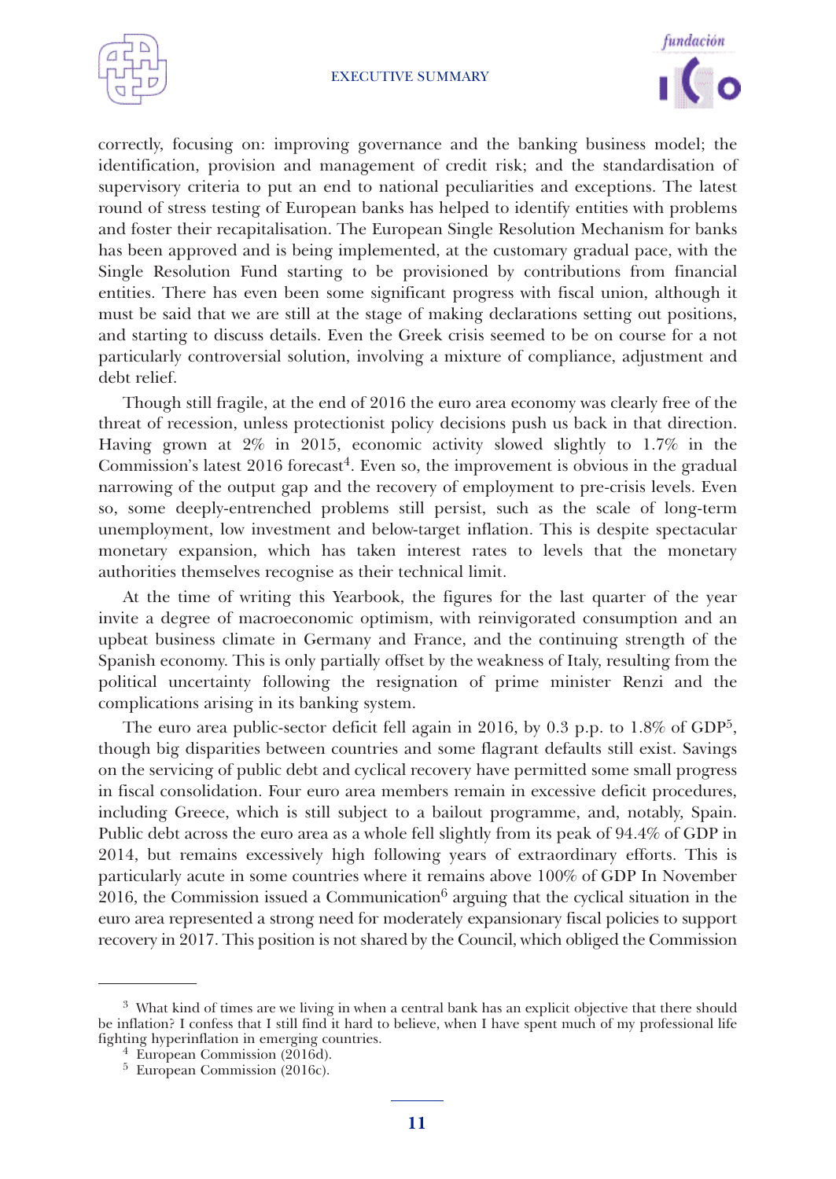correctly, focusing on: improving governance and the banking business model; the identification, provision and management of credit risk; and the standardisation of supervisory criteria to put an end to national peculiarities and exceptions. The latest round of stress testing of European banks has helped to identify entities with problems and foster their recapitalisation. The European Single Resolution Mechanism for banks has been approved and is being implemented, at the customary gradual pace, with the Single Resolution Fund starting to be provisioned by contributions from financial entities. There has even been some significant progress with fiscal union, although it must be said that we are still at the stage of making declarations setting out positions, and starting to discuss details. Even the Greek crisis seemed to be on course for a not particularly controversial solution, involving a mixture of compliance, adjustment and debt relief.

Though still fragile, at the end of 2016 the euro area economy was clearly free of the threat of recession, unless protectionist policy decisions push us back in that direction. Having grown at 2% in 2015, economic activity slowed slightly to 1.7% in the Commission's latest 2016 forecast[4]. Even so, the improvement is obvious in the gradual narrowing of the output gap and the recovery of employment to pre-crisis levels. Even so, some deeply-entrenched problems still persist, such as the scale of long-term unemployment, low investment and below-target inflation. This is despite spectacular monetary expansion, which has taken interest rates to levels that the monetary authorities themselves recognise as their technical limit.

At the time of writing this Yearbook, the figures for the last quarter of the year invite a degree of macroeconomic optimism, with reinvigorated consumption and an upbeat business climate in Germany and France, and the continuing strength of the Spanish economy. This is only partially offset by the weakness of Italy, resulting from the political uncertainty following the resignation of prime minister Renzi and the complications arising in its banking system.

The euro area public-sector deficit fell again in 2016, by 0.3 p.p. to 1.8% of GDP[5], though big disparities between countries and some flagrant defaults still exist. Savings on the servicing of public debt and cyclical recovery have permitted some small progress in fiscal consolidation. Four euro area members remain in excessive deficit procedures, including Greece, which is still subject to a bailout programme, and, notably, Spain. Public debt across the euro area as a whole fell slightly from its peak of 94.4% of GDP in 2014, but remains excessively high following years of extraordinary efforts. This is particularly acute in some countries where it remains above 100% of GDP In November 2016, the Commission issued a Communication[6] arguing that the cyclical situation in the euro area represented a strong need for moderately expansionary fiscal policies to support recovery in 2017. This position is not shared by the Council, which obliged the Commission

---

[3] What kind of times are we living in when a central bank has an explicit objective that there should be inflation? I confess that I still find it hard to believe, when I have spent much of my professional life fighting hyperinflation in emerging countries.

[4] European Commission (2016d).

[5] European Commission (2016c).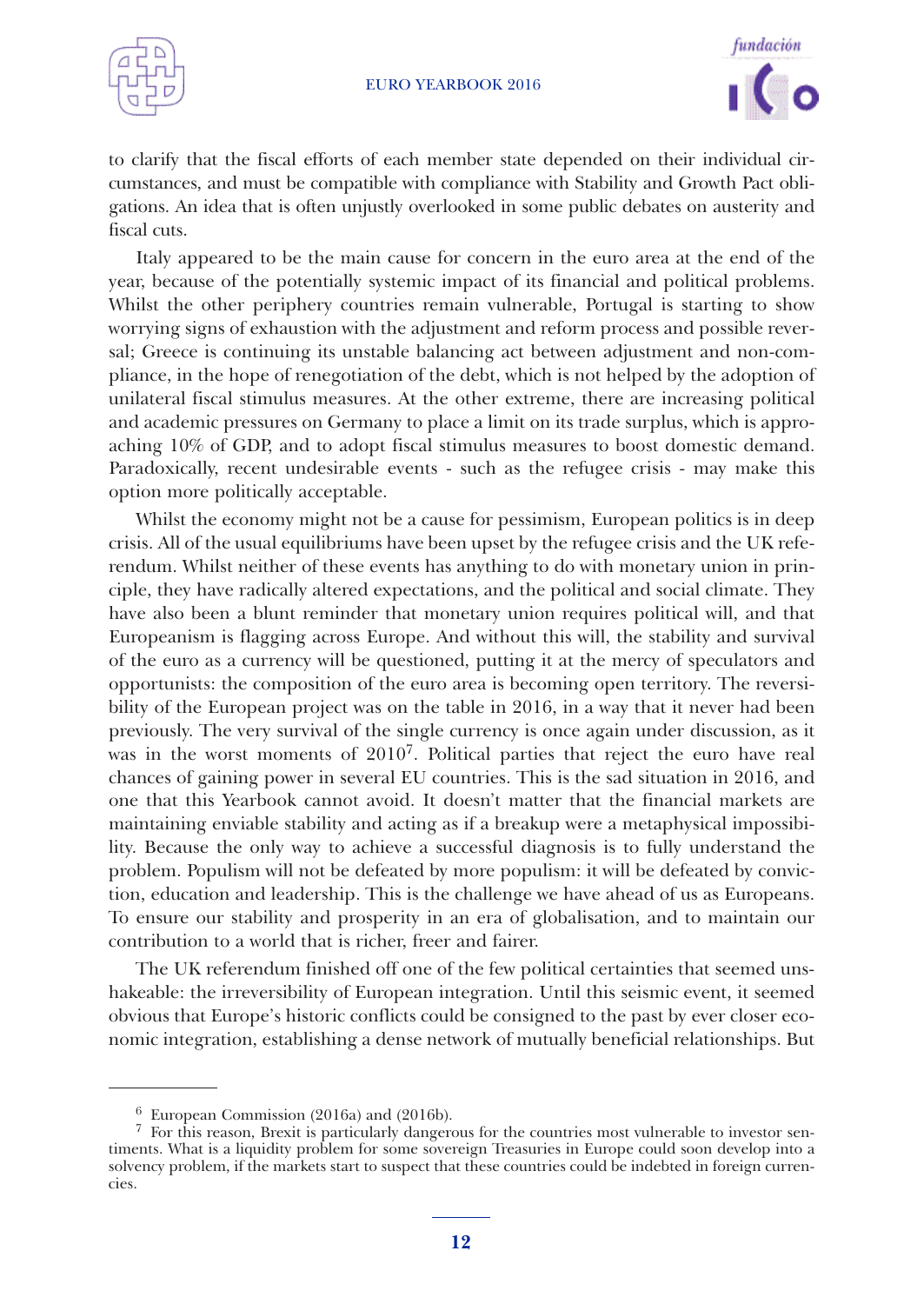to clarify that the fiscal efforts of each member state depended on their individual circumstances, and must be compatible with compliance with Stability and Growth Pact obligations. An idea that is often unjustly overlooked in some public debates on austerity and fiscal cuts.

Italy appeared to be the main cause for concern in the euro area at the end of the year, because of the potentially systemic impact of its financial and political problems. Whilst the other periphery countries remain vulnerable, Portugal is starting to show worrying signs of exhaustion with the adjustment and reform process and possible reversal; Greece is continuing its unstable balancing act between adjustment and non-compliance, in the hope of renegotiation of the debt, which is not helped by the adoption of unilateral fiscal stimulus measures. At the other extreme, there are increasing political and academic pressures on Germany to place a limit on its trade surplus, which is approaching 10% of GDP, and to adopt fiscal stimulus measures to boost domestic demand. Paradoxically, recent undesirable events - such as the refugee crisis - may make this option more politically acceptable.

Whilst the economy might not be a cause for pessimism, European politics is in deep crisis. All of the usual equilibriums have been upset by the refugee crisis and the UK referendum. Whilst neither of these events has anything to do with monetary union in principle, they have radically altered expectations, and the political and social climate. They have also been a blunt reminder that monetary union requires political will, and that Europeanism is flagging across Europe. And without this will, the stability and survival of the euro as a currency will be questioned, putting it at the mercy of speculators and opportunists: the composition of the euro area is becoming open territory. The reversibility of the European project was on the table in 2016, in a way that it never had been previously. The very survival of the single currency is once again under discussion, as it was in the worst moments of 2010[7]. Political parties that reject the euro have real chances of gaining power in several EU countries. This is the sad situation in 2016, and one that this Yearbook cannot avoid. It doesn't matter that the financial markets are maintaining enviable stability and acting as if a breakup were a metaphysical impossibility. Because the only way to achieve a successful diagnosis is to fully understand the problem. Populism will not be defeated by more populism: it will be defeated by conviction, education and leadership. This is the challenge we have ahead of us as Europeans. To ensure our stability and prosperity in an era of globalisation, and to maintain our contribution to a world that is richer, freer and fairer.

The UK referendum finished off one of the few political certainties that seemed unshakeable: the irreversibility of European integration. Until this seismic event, it seemed obvious that Europe's historic conflicts could be consigned to the past by ever closer economic integration, establishing a dense network of mutually beneficial relationships. But

---

[6] European Commission (2016a) and (2016b).

[7] For this reason, Brexit is particularly dangerous for the countries most vulnerable to investor sentiments. What is a liquidity problem for some sovereign Treasuries in Europe could soon develop into a solvency problem, if the markets start to suspect that these countries could be indebted in foreign currencies.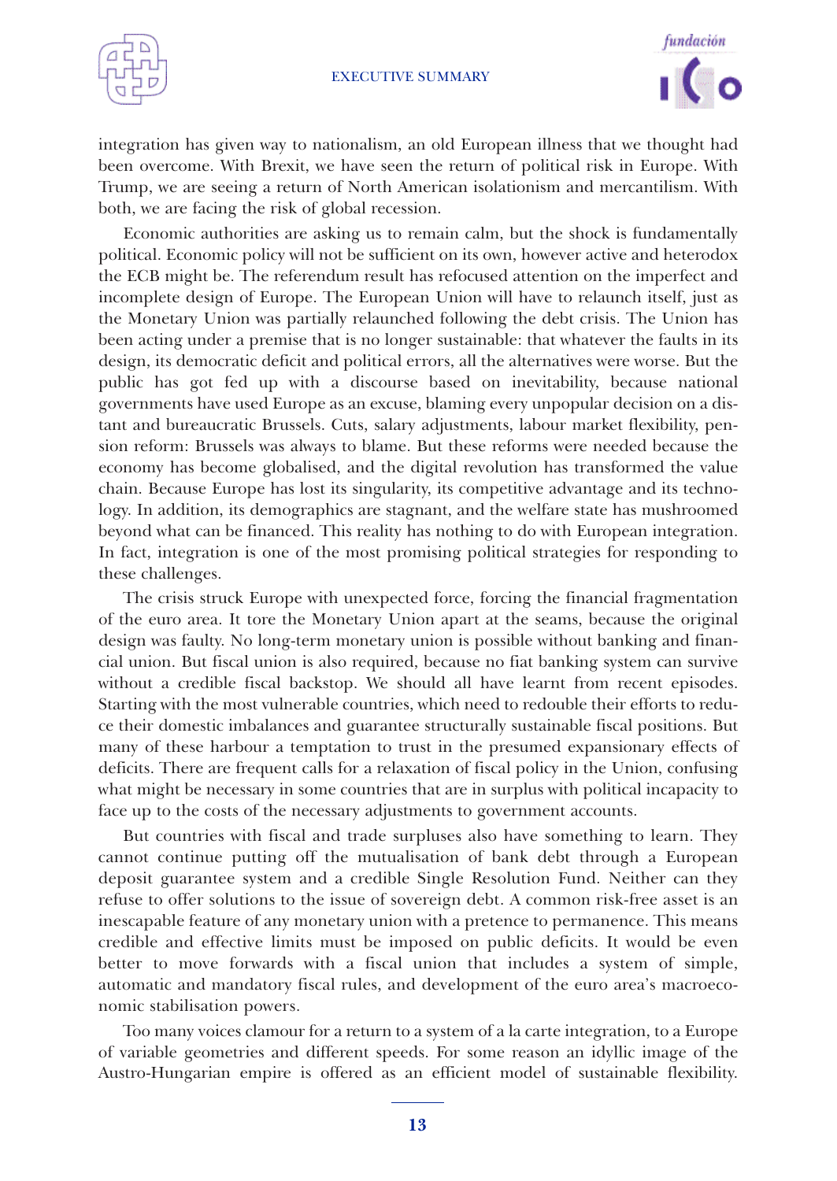integration has given way to nationalism, an old European illness that we thought had been overcome. With Brexit, we have seen the return of political risk in Europe. With Trump, we are seeing a return of North American isolationism and mercantilism. With both, we are facing the risk of global recession.

Economic authorities are asking us to remain calm, but the shock is fundamentally political. Economic policy will not be sufficient on its own, however active and heterodox the ECB might be. The referendum result has refocused attention on the imperfect and incomplete design of Europe. The European Union will have to relaunch itself, just as the Monetary Union was partially relaunched following the debt crisis. The Union has been acting under a premise that is no longer sustainable: that whatever the faults in its design, its democratic deficit and political errors, all the alternatives were worse. But the public has got fed up with a discourse based on inevitability, because national governments have used Europe as an excuse, blaming every unpopular decision on a distant and bureaucratic Brussels. Cuts, salary adjustments, labour market flexibility, pension reform: Brussels was always to blame. But these reforms were needed because the economy has become globalised, and the digital revolution has transformed the value chain. Because Europe has lost its singularity, its competitive advantage and its technology. In addition, its demographics are stagnant, and the welfare state has mushroomed beyond what can be financed. This reality has nothing to do with European integration. In fact, integration is one of the most promising political strategies for responding to these challenges.

The crisis struck Europe with unexpected force, forcing the financial fragmentation of the euro area. It tore the Monetary Union apart at the seams, because the original design was faulty. No long-term monetary union is possible without banking and financial union. But fiscal union is also required, because no fiat banking system can survive without a credible fiscal backstop. We should all have learnt from recent episodes. Starting with the most vulnerable countries, which need to redouble their efforts to reduce their domestic imbalances and guarantee structurally sustainable fiscal positions. But many of these harbour a temptation to trust in the presumed expansionary effects of deficits. There are frequent calls for a relaxation of fiscal policy in the Union, confusing what might be necessary in some countries that are in surplus with political incapacity to face up to the costs of the necessary adjustments to government accounts.

But countries with fiscal and trade surpluses also have something to learn. They cannot continue putting off the mutualisation of bank debt through a European deposit guarantee system and a credible Single Resolution Fund. Neither can they refuse to offer solutions to the issue of sovereign debt. A common risk-free asset is an inescapable feature of any monetary union with a pretence to permanence. This means credible and effective limits must be imposed on public deficits. It would be even better to move forwards with a fiscal union that includes a system of simple, automatic and mandatory fiscal rules, and development of the euro area's macroeconomic stabilisation powers.

Too many voices clamour for a return to a system of a la carte integration, to a Europe of variable geometries and different speeds. For some reason an idyllic image of the Austro-Hungarian empire is offered as an efficient model of sustainable flexibility.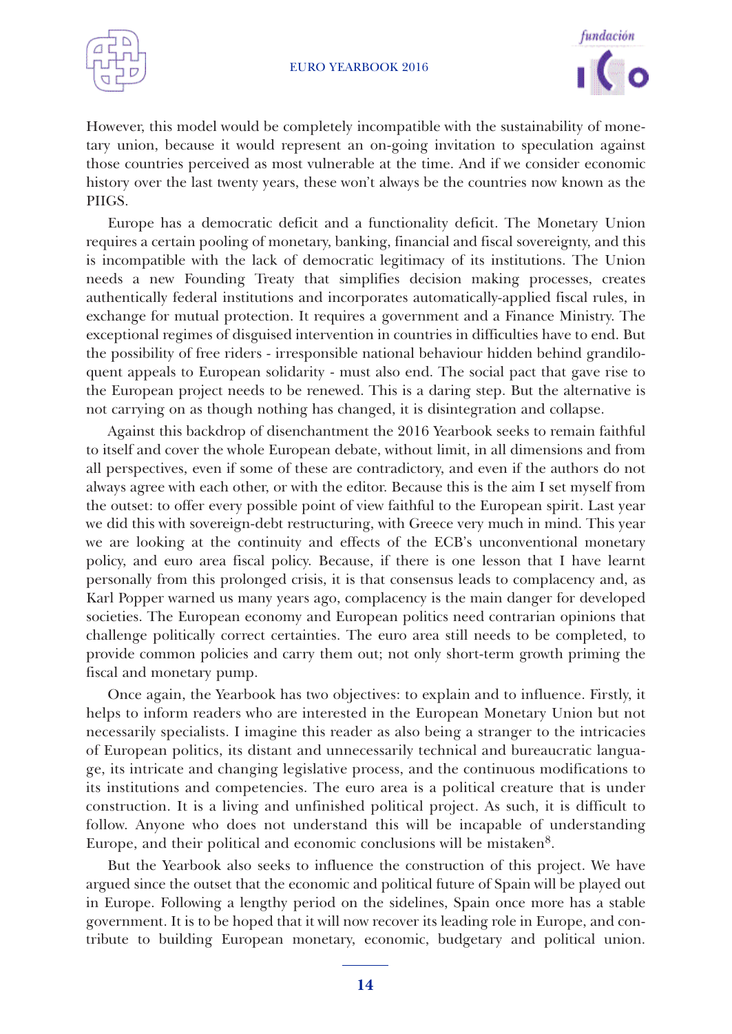However, this model would be completely incompatible with the sustainability of monetary union, because it would represent an on-going invitation to speculation against those countries perceived as most vulnerable at the time. And if we consider economic history over the last twenty years, these won't always be the countries now known as the PIIGS.

Europe has a democratic deficit and a functionality deficit. The Monetary Union requires a certain pooling of monetary, banking, financial and fiscal sovereignty, and this is incompatible with the lack of democratic legitimacy of its institutions. The Union needs a new Founding Treaty that simplifies decision making processes, creates authentically federal institutions and incorporates automatically-applied fiscal rules, in exchange for mutual protection. It requires a government and a Finance Ministry. The exceptional regimes of disguised intervention in countries in difficulties have to end. But the possibility of free riders - irresponsible national behaviour hidden behind grandiloquent appeals to European solidarity - must also end. The social pact that gave rise to the European project needs to be renewed. This is a daring step. But the alternative is not carrying on as though nothing has changed, it is disintegration and collapse.

Against this backdrop of disenchantment the 2016 Yearbook seeks to remain faithful to itself and cover the whole European debate, without limit, in all dimensions and from all perspectives, even if some of these are contradictory, and even if the authors do not always agree with each other, or with the editor. Because this is the aim I set myself from the outset: to offer every possible point of view faithful to the European spirit. Last year we did this with sovereign-debt restructuring, with Greece very much in mind. This year we are looking at the continuity and effects of the ECB's unconventional monetary policy, and euro area fiscal policy. Because, if there is one lesson that I have learnt personally from this prolonged crisis, it is that consensus leads to complacency and, as Karl Popper warned us many years ago, complacency is the main danger for developed societies. The European economy and European politics need contrarian opinions that challenge politically correct certainties. The euro area still needs to be completed, to provide common policies and carry them out; not only short-term growth priming the fiscal and monetary pump.

Once again, the Yearbook has two objectives: to explain and to influence. Firstly, it helps to inform readers who are interested in the European Monetary Union but not necessarily specialists. I imagine this reader as also being a stranger to the intricacies of European politics, its distant and unnecessarily technical and bureaucratic language, its intricate and changing legislative process, and the continuous modifications to its institutions and competencies. The euro area is a political creature that is under construction. It is a living and unfinished political project. As such, it is difficult to follow. Anyone who does not understand this will be incapable of understanding Europe, and their political and economic conclusions will be mistaken[8].

But the Yearbook also seeks to influence the construction of this project. We have argued since the outset that the economic and political future of Spain will be played out in Europe. Following a lengthy period on the sidelines, Spain once more has a stable government. It is to be hoped that it will now recover its leading role in Europe, and contribute to building European monetary, economic, budgetary and political union.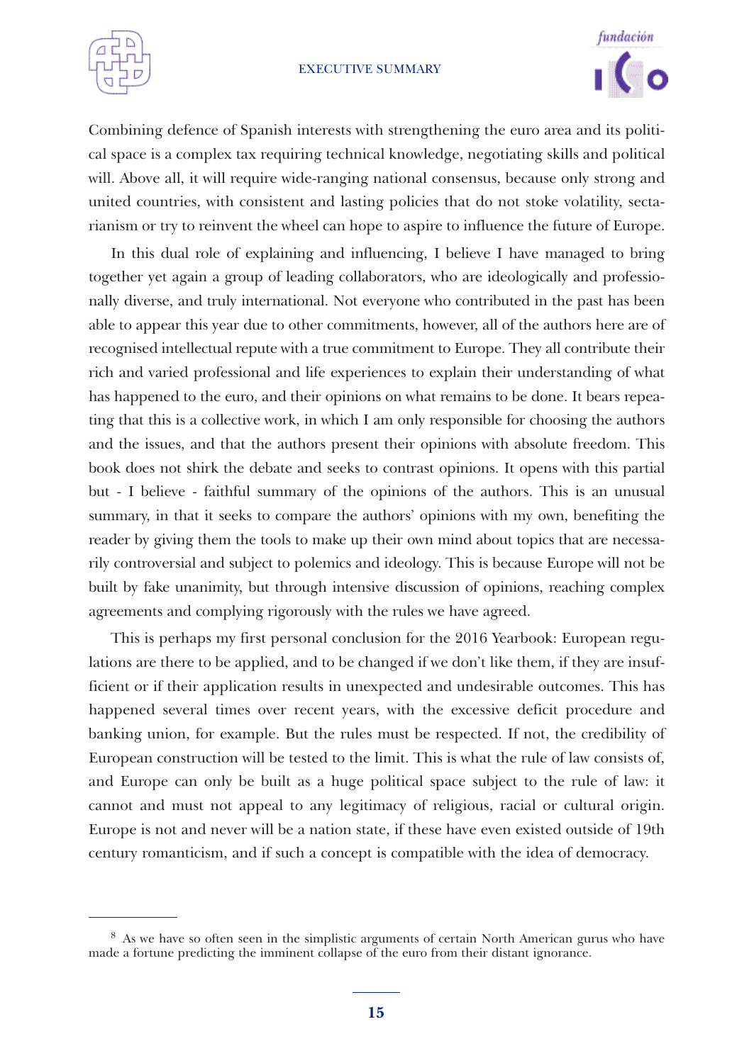Combining defence of Spanish interests with strengthening the euro area and its political space is a complex tax requiring technical knowledge, negotiating skills and political will. Above all, it will require wide-ranging national consensus, because only strong and united countries, with consistent and lasting policies that do not stoke volatility, sectarianism or try to reinvent the wheel can hope to aspire to influence the future of Europe.

In this dual role of explaining and influencing, I believe I have managed to bring together yet again a group of leading collaborators, who are ideologically and professionally diverse, and truly international. Not everyone who contributed in the past has been able to appear this year due to other commitments, however, all of the authors here are of recognised intellectual repute with a true commitment to Europe. They all contribute their rich and varied professional and life experiences to explain their understanding of what has happened to the euro, and their opinions on what remains to be done. It bears repeating that this is a collective work, in which I am only responsible for choosing the authors and the issues, and that the authors present their opinions with absolute freedom. This book does not shirk the debate and seeks to contrast opinions. It opens with this partial but - I believe - faithful summary of the opinions of the authors. This is an unusual summary, in that it seeks to compare the authors' opinions with my own, benefiting the reader by giving them the tools to make up their own mind about topics that are necessarily controversial and subject to polemics and ideology. This is because Europe will not be built by fake unanimity, but through intensive discussion of opinions, reaching complex agreements and complying rigorously with the rules we have agreed.

This is perhaps my first personal conclusion for the 2016 Yearbook: European regulations are there to be applied, and to be changed if we don't like them, if they are insufficient or if their application results in unexpected and undesirable outcomes. This has happened several times over recent years, with the excessive deficit procedure and banking union, for example. But the rules must be respected. If not, the credibility of European construction will be tested to the limit. This is what the rule of law consists of, and Europe can only be built as a huge political space subject to the rule of law: it cannot and must not appeal to any legitimacy of religious, racial or cultural origin. Europe is not and never will be a nation state, if these have even existed outside of 19th century romanticism, and if such a concept is compatible with the idea of democracy.

---

[8] As we have so often seen in the simplistic arguments of certain North American gurus who have made a fortune predicting the imminent collapse of the euro from their distant ignorance.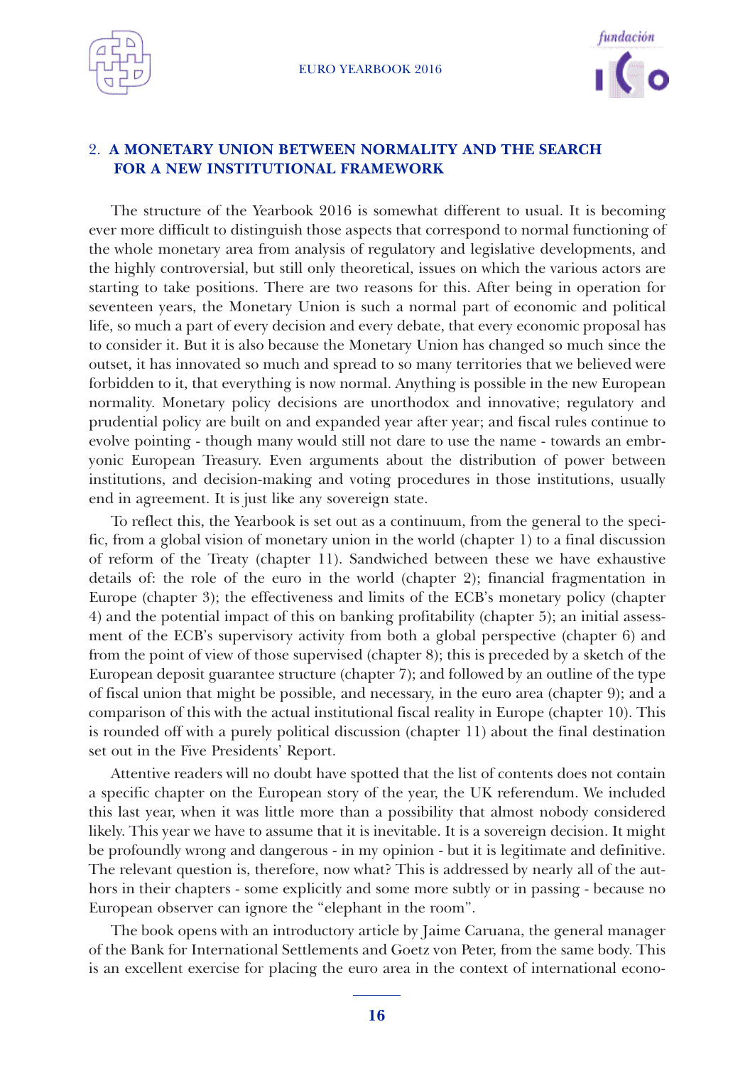## 2. A MONETARY UNION BETWEEN NORMALITY AND THE SEARCH FOR A NEW INSTITUTIONAL FRAMEWORK

The structure of the Yearbook 2016 is somewhat different to usual. It is becoming ever more difficult to distinguish those aspects that correspond to normal functioning of the whole monetary area from analysis of regulatory and legislative developments, and the highly controversial, but still only theoretical, issues on which the various actors are starting to take positions. There are two reasons for this. After being in operation for seventeen years, the Monetary Union is such a normal part of economic and political life, so much a part of every decision and every debate, that every economic proposal has to consider it. But it is also because the Monetary Union has changed so much since the outset, it has innovated so much and spread to so many territories that we believed were forbidden to it, that everything is now normal. Anything is possible in the new European normality. Monetary policy decisions are unorthodox and innovative; regulatory and prudential policy are built on and expanded year after year; and fiscal rules continue to evolve pointing - though many would still not dare to use the name - towards an embryonic European Treasury. Even arguments about the distribution of power between institutions, and decision-making and voting procedures in those institutions, usually end in agreement. It is just like any sovereign state.

To reflect this, the Yearbook is set out as a continuum, from the general to the specific, from a global vision of monetary union in the world (chapter 1) to a final discussion of reform of the Treaty (chapter 11). Sandwiched between these we have exhaustive details of: the role of the euro in the world (chapter 2); financial fragmentation in Europe (chapter 3); the effectiveness and limits of the ECB's monetary policy (chapter 4) and the potential impact of this on banking profitability (chapter 5); an initial assessment of the ECB's supervisory activity from both a global perspective (chapter 6) and from the point of view of those supervised (chapter 8); this is preceded by a sketch of the European deposit guarantee structure (chapter 7); and followed by an outline of the type of fiscal union that might be possible, and necessary, in the euro area (chapter 9); and a comparison of this with the actual institutional fiscal reality in Europe (chapter 10). This is rounded off with a purely political discussion (chapter 11) about the final destination set out in the Five Presidents' Report.

Attentive readers will no doubt have spotted that the list of contents does not contain a specific chapter on the European story of the year, the UK referendum. We included this last year, when it was little more than a possibility that almost nobody considered likely. This year we have to assume that it is inevitable. It is a sovereign decision. It might be profoundly wrong and dangerous - in my opinion - but it is legitimate and definitive. The relevant question is, therefore, now what? This is addressed by nearly all of the authors in their chapters - some explicitly and some more subtly or in passing - because no European observer can ignore the "elephant in the room".

The book opens with an introductory article by Jaime Caruana, the general manager of the Bank for International Settlements and Goetz von Peter, from the same body. This is an excellent exercise for placing the euro area in the context of international econo-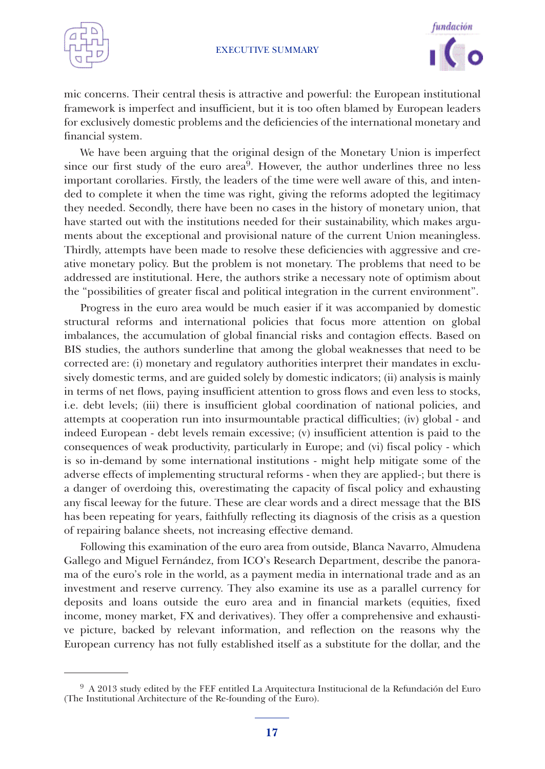mic concerns. Their central thesis is attractive and powerful: the European institutional framework is imperfect and insufficient, but it is too often blamed by European leaders for exclusively domestic problems and the deficiencies of the international monetary and financial system.

We have been arguing that the original design of the Monetary Union is imperfect since our first study of the euro area[9]. However, the author underlines three no less important corollaries. Firstly, the leaders of the time were well aware of this, and intended to complete it when the time was right, giving the reforms adopted the legitimacy they needed. Secondly, there have been no cases in the history of monetary union, that have started out with the institutions needed for their sustainability, which makes arguments about the exceptional and provisional nature of the current Union meaningless. Thirdly, attempts have been made to resolve these deficiencies with aggressive and creative monetary policy. But the problem is not monetary. The problems that need to be addressed are institutional. Here, the authors strike a necessary note of optimism about the "possibilities of greater fiscal and political integration in the current environment".

Progress in the euro area would be much easier if it was accompanied by domestic structural reforms and international policies that focus more attention on global imbalances, the accumulation of global financial risks and contagion effects. Based on BIS studies, the authors sunderline that among the global weaknesses that need to be corrected are: (i) monetary and regulatory authorities interpret their mandates in exclusively domestic terms, and are guided solely by domestic indicators; (ii) analysis is mainly in terms of net flows, paying insufficient attention to gross flows and even less to stocks, i.e. debt levels; (iii) there is insufficient global coordination of national policies, and attempts at cooperation run into insurmountable practical difficulties; (iv) global - and indeed European - debt levels remain excessive; (v) insufficient attention is paid to the consequences of weak productivity, particularly in Europe; and (vi) fiscal policy - which is so in-demand by some international institutions - might help mitigate some of the adverse effects of implementing structural reforms - when they are applied-; but there is a danger of overdoing this, overestimating the capacity of fiscal policy and exhausting any fiscal leeway for the future. These are clear words and a direct message that the BIS has been repeating for years, faithfully reflecting its diagnosis of the crisis as a question of repairing balance sheets, not increasing effective demand.

Following this examination of the euro area from outside, Blanca Navarro, Almudena Gallego and Miguel Fernández, from ICO's Research Department, describe the panorama of the euro's role in the world, as a payment media in international trade and as an investment and reserve currency. They also examine its use as a parallel currency for deposits and loans outside the euro area and in financial markets (equities, fixed income, money market, FX and derivatives). They offer a comprehensive and exhaustive picture, backed by relevant information, and reflection on the reasons why the European currency has not fully established itself as a substitute for the dollar, and the

[9] A 2013 study edited by the FEF entitled La Arquitectura Institucional de la Refundación del Euro (The Institutional Architecture of the Re-founding of the Euro).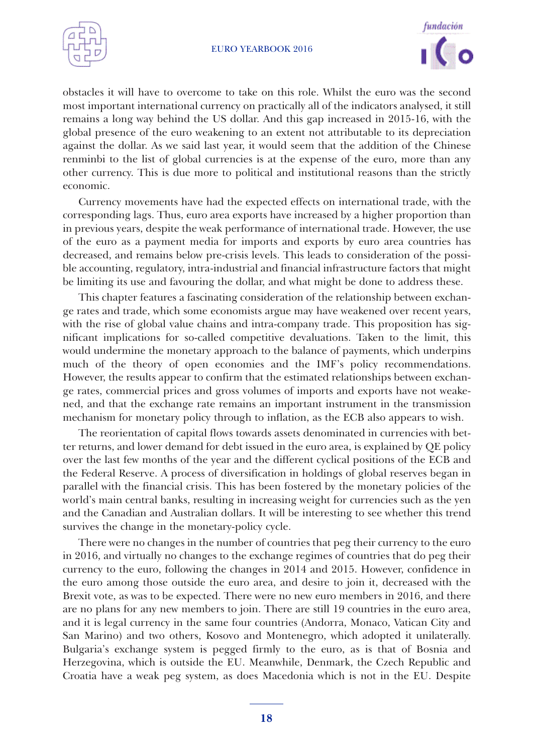obstacles it will have to overcome to take on this role. Whilst the euro was the second most important international currency on practically all of the indicators analysed, it still remains a long way behind the US dollar. And this gap increased in 2015-16, with the global presence of the euro weakening to an extent not attributable to its depreciation against the dollar. As we said last year, it would seem that the addition of the Chinese renminbi to the list of global currencies is at the expense of the euro, more than any other currency. This is due more to political and institutional reasons than the strictly economic.

Currency movements have had the expected effects on international trade, with the corresponding lags. Thus, euro area exports have increased by a higher proportion than in previous years, despite the weak performance of international trade. However, the use of the euro as a payment media for imports and exports by euro area countries has decreased, and remains below pre-crisis levels. This leads to consideration of the possible accounting, regulatory, intra-industrial and financial infrastructure factors that might be limiting its use and favouring the dollar, and what might be done to address these.

This chapter features a fascinating consideration of the relationship between exchange rates and trade, which some economists argue may have weakened over recent years, with the rise of global value chains and intra-company trade. This proposition has significant implications for so-called competitive devaluations. Taken to the limit, this would undermine the monetary approach to the balance of payments, which underpins much of the theory of open economies and the IMF's policy recommendations. However, the results appear to confirm that the estimated relationships between exchange rates, commercial prices and gross volumes of imports and exports have not weakened, and that the exchange rate remains an important instrument in the transmission mechanism for monetary policy through to inflation, as the ECB also appears to wish.

The reorientation of capital flows towards assets denominated in currencies with better returns, and lower demand for debt issued in the euro area, is explained by QE policy over the last few months of the year and the different cyclical positions of the ECB and the Federal Reserve. A process of diversification in holdings of global reserves began in parallel with the financial crisis. This has been fostered by the monetary policies of the world's main central banks, resulting in increasing weight for currencies such as the yen and the Canadian and Australian dollars. It will be interesting to see whether this trend survives the change in the monetary-policy cycle.

There were no changes in the number of countries that peg their currency to the euro in 2016, and virtually no changes to the exchange regimes of countries that do peg their currency to the euro, following the changes in 2014 and 2015. However, confidence in the euro among those outside the euro area, and desire to join it, decreased with the Brexit vote, as was to be expected. There were no new euro members in 2016, and there are no plans for any new members to join. There are still 19 countries in the euro area, and it is legal currency in the same four countries (Andorra, Monaco, Vatican City and San Marino) and two others, Kosovo and Montenegro, which adopted it unilaterally. Bulgaria's exchange system is pegged firmly to the euro, as is that of Bosnia and Herzegovina, which is outside the EU. Meanwhile, Denmark, the Czech Republic and Croatia have a weak peg system, as does Macedonia which is not in the EU. Despite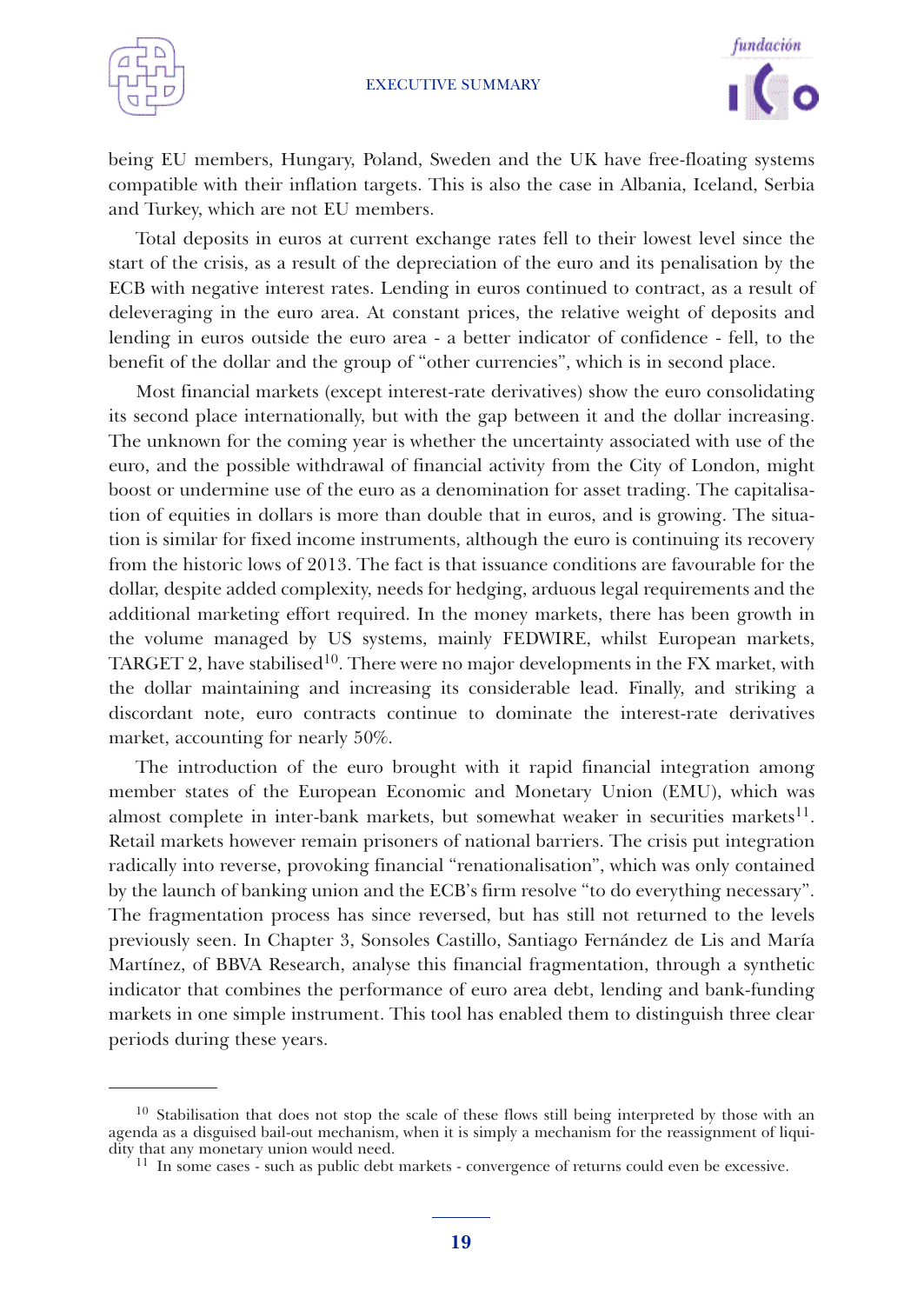being EU members, Hungary, Poland, Sweden and the UK have free-floating systems compatible with their inflation targets. This is also the case in Albania, Iceland, Serbia and Turkey, which are not EU members.

Total deposits in euros at current exchange rates fell to their lowest level since the start of the crisis, as a result of the depreciation of the euro and its penalisation by the ECB with negative interest rates. Lending in euros continued to contract, as a result of deleveraging in the euro area. At constant prices, the relative weight of deposits and lending in euros outside the euro area - a better indicator of confidence - fell, to the benefit of the dollar and the group of "other currencies", which is in second place.

Most financial markets (except interest-rate derivatives) show the euro consolidating its second place internationally, but with the gap between it and the dollar increasing. The unknown for the coming year is whether the uncertainty associated with use of the euro, and the possible withdrawal of financial activity from the City of London, might boost or undermine use of the euro as a denomination for asset trading. The capitalisation of equities in dollars is more than double that in euros, and is growing. The situation is similar for fixed income instruments, although the euro is continuing its recovery from the historic lows of 2013. The fact is that issuance conditions are favourable for the dollar, despite added complexity, needs for hedging, arduous legal requirements and the additional marketing effort required. In the money markets, there has been growth in the volume managed by US systems, mainly FEDWIRE, whilst European markets, TARGET 2, have stabilised[10]. There were no major developments in the FX market, with the dollar maintaining and increasing its considerable lead. Finally, and striking a discordant note, euro contracts continue to dominate the interest-rate derivatives market, accounting for nearly 50%.

The introduction of the euro brought with it rapid financial integration among member states of the European Economic and Monetary Union (EMU), which was almost complete in inter-bank markets, but somewhat weaker in securities markets[11]. Retail markets however remain prisoners of national barriers. The crisis put integration radically into reverse, provoking financial "renationalisation", which was only contained by the launch of banking union and the ECB's firm resolve "to do everything necessary". The fragmentation process has since reversed, but has still not returned to the levels previously seen. In Chapter 3, Sonsoles Castillo, Santiago Fernández de Lis and María Martínez, of BBVA Research, analyse this financial fragmentation, through a synthetic indicator that combines the performance of euro area debt, lending and bank-funding markets in one simple instrument. This tool has enabled them to distinguish three clear periods during these years.

---

[10] Stabilisation that does not stop the scale of these flows still being interpreted by those with an agenda as a disguised bail-out mechanism, when it is simply a mechanism for the reassignment of liquidity that any monetary union would need.

[11] In some cases - such as public debt markets - convergence of returns could even be excessive.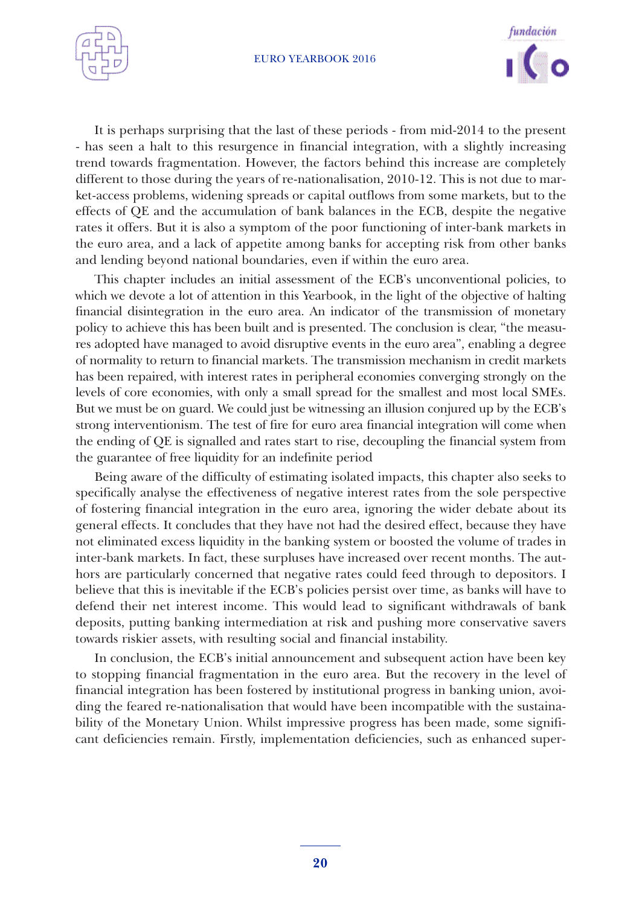It is perhaps surprising that the last of these periods - from mid-2014 to the present - has seen a halt to this resurgence in financial integration, with a slightly increasing trend towards fragmentation. However, the factors behind this increase are completely different to those during the years of re-nationalisation, 2010-12. This is not due to market-access problems, widening spreads or capital outflows from some markets, but to the effects of QE and the accumulation of bank balances in the ECB, despite the negative rates it offers. But it is also a symptom of the poor functioning of inter-bank markets in the euro area, and a lack of appetite among banks for accepting risk from other banks and lending beyond national boundaries, even if within the euro area.

This chapter includes an initial assessment of the ECB's unconventional policies, to which we devote a lot of attention in this Yearbook, in the light of the objective of halting financial disintegration in the euro area. An indicator of the transmission of monetary policy to achieve this has been built and is presented. The conclusion is clear, "the measures adopted have managed to avoid disruptive events in the euro area", enabling a degree of normality to return to financial markets. The transmission mechanism in credit markets has been repaired, with interest rates in peripheral economies converging strongly on the levels of core economies, with only a small spread for the smallest and most local SMEs. But we must be on guard. We could just be witnessing an illusion conjured up by the ECB's strong interventionism. The test of fire for euro area financial integration will come when the ending of QE is signalled and rates start to rise, decoupling the financial system from the guarantee of free liquidity for an indefinite period

Being aware of the difficulty of estimating isolated impacts, this chapter also seeks to specifically analyse the effectiveness of negative interest rates from the sole perspective of fostering financial integration in the euro area, ignoring the wider debate about its general effects. It concludes that they have not had the desired effect, because they have not eliminated excess liquidity in the banking system or boosted the volume of trades in inter-bank markets. In fact, these surpluses have increased over recent months. The authors are particularly concerned that negative rates could feed through to depositors. I believe that this is inevitable if the ECB's policies persist over time, as banks will have to defend their net interest income. This would lead to significant withdrawals of bank deposits, putting banking intermediation at risk and pushing more conservative savers towards riskier assets, with resulting social and financial instability.

In conclusion, the ECB's initial announcement and subsequent action have been key to stopping financial fragmentation in the euro area. But the recovery in the level of financial integration has been fostered by institutional progress in banking union, avoiding the feared re-nationalisation that would have been incompatible with the sustainability of the Monetary Union. Whilst impressive progress has been made, some significant deficiencies remain. Firstly, implementation deficiencies, such as enhanced super-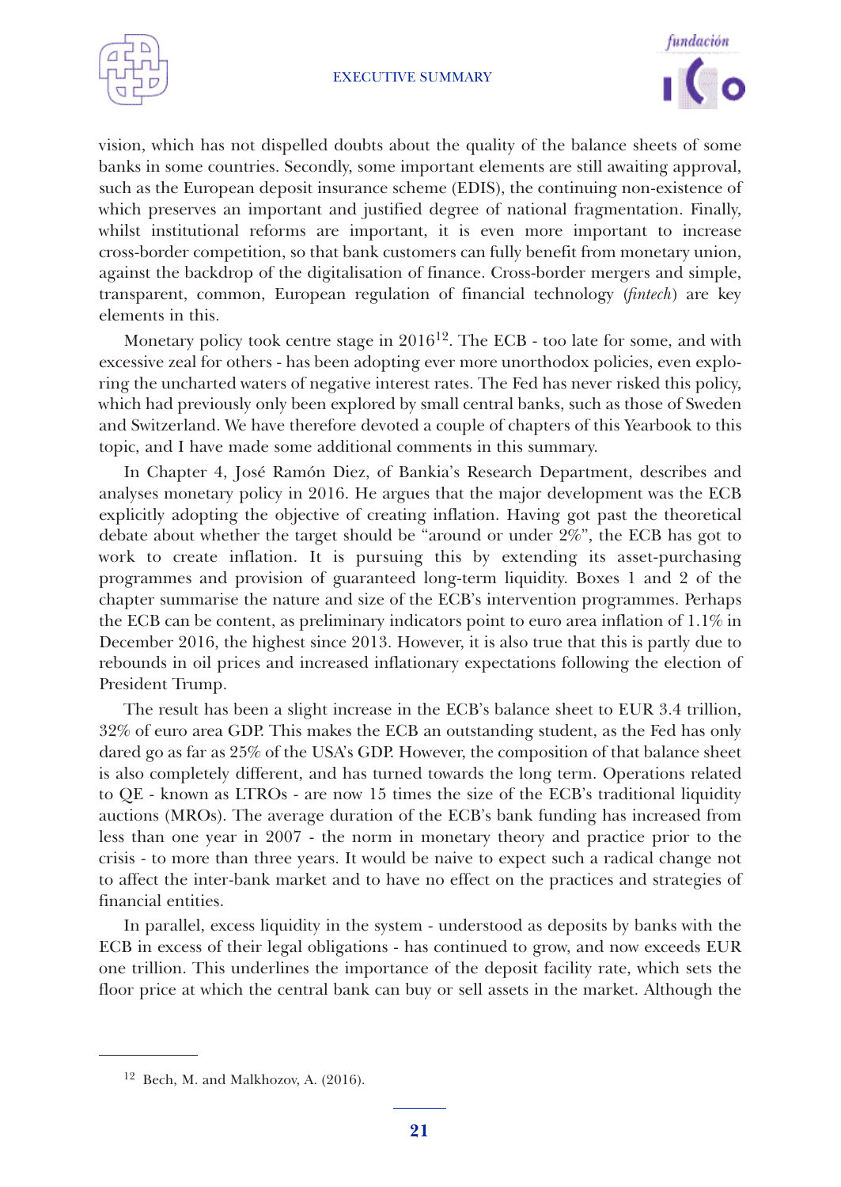vision, which has not dispelled doubts about the quality of the balance sheets of some banks in some countries. Secondly, some important elements are still awaiting approval, such as the European deposit insurance scheme (EDIS), the continuing non-existence of which preserves an important and justified degree of national fragmentation. Finally, whilst institutional reforms are important, it is even more important to increase cross-border competition, so that bank customers can fully benefit from monetary union, against the backdrop of the digitalisation of finance. Cross-border mergers and simple, transparent, common, European regulation of financial technology (*fintech*) are key elements in this.

Monetary policy took centre stage in 2016[12]. The ECB - too late for some, and with excessive zeal for others - has been adopting ever more unorthodox policies, even exploring the uncharted waters of negative interest rates. The Fed has never risked this policy, which had previously only been explored by small central banks, such as those of Sweden and Switzerland. We have therefore devoted a couple of chapters of this Yearbook to this topic, and I have made some additional comments in this summary.

In Chapter 4, José Ramón Diez, of Bankia's Research Department, describes and analyses monetary policy in 2016. He argues that the major development was the ECB explicitly adopting the objective of creating inflation. Having got past the theoretical debate about whether the target should be "around or under 2%", the ECB has got to work to create inflation. It is pursuing this by extending its asset-purchasing programmes and provision of guaranteed long-term liquidity. Boxes 1 and 2 of the chapter summarise the nature and size of the ECB's intervention programmes. Perhaps the ECB can be content, as preliminary indicators point to euro area inflation of 1.1% in December 2016, the highest since 2013. However, it is also true that this is partly due to rebounds in oil prices and increased inflationary expectations following the election of President Trump.

The result has been a slight increase in the ECB's balance sheet to EUR 3.4 trillion, 32% of euro area GDP. This makes the ECB an outstanding student, as the Fed has only dared go as far as 25% of the USA's GDP. However, the composition of that balance sheet is also completely different, and has turned towards the long term. Operations related to QE - known as LTROs - are now 15 times the size of the ECB's traditional liquidity auctions (MROs). The average duration of the ECB's bank funding has increased from less than one year in 2007 - the norm in monetary theory and practice prior to the crisis - to more than three years. It would be naive to expect such a radical change not to affect the inter-bank market and to have no effect on the practices and strategies of financial entities.

In parallel, excess liquidity in the system - understood as deposits by banks with the ECB in excess of their legal obligations - has continued to grow, and now exceeds EUR one trillion. This underlines the importance of the deposit facility rate, which sets the floor price at which the central bank can buy or sell assets in the market. Although the

[12] Bech, M. and Malkhozov, A. (2016).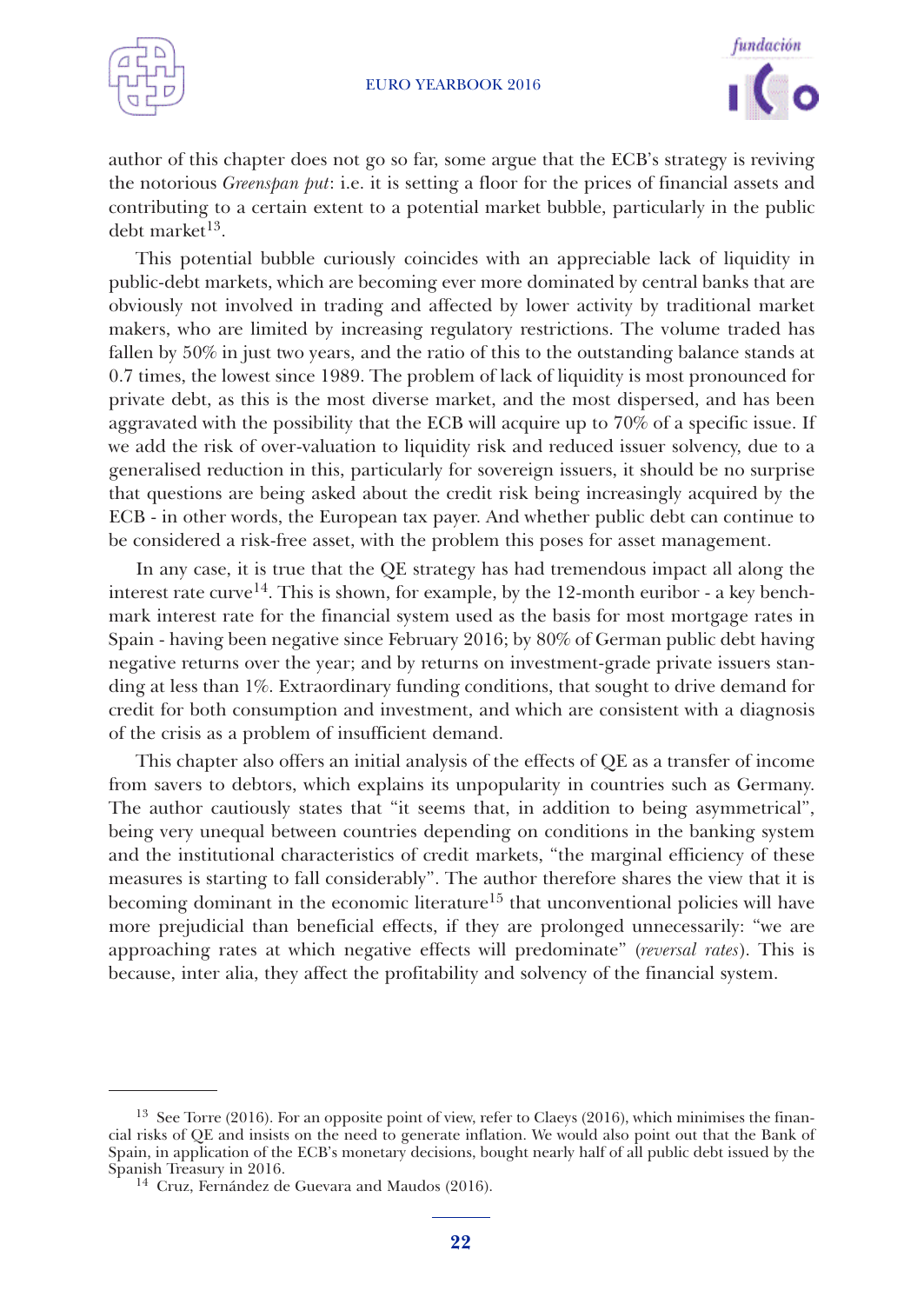author of this chapter does not go so far, some argue that the ECB's strategy is reviving the notorious *Greenspan put*: i.e. it is setting a floor for the prices of financial assets and contributing to a certain extent to a potential market bubble, particularly in the public debt market[13].

This potential bubble curiously coincides with an appreciable lack of liquidity in public-debt markets, which are becoming ever more dominated by central banks that are obviously not involved in trading and affected by lower activity by traditional market makers, who are limited by increasing regulatory restrictions. The volume traded has fallen by 50% in just two years, and the ratio of this to the outstanding balance stands at 0.7 times, the lowest since 1989. The problem of lack of liquidity is most pronounced for private debt, as this is the most diverse market, and the most dispersed, and has been aggravated with the possibility that the ECB will acquire up to 70% of a specific issue. If we add the risk of over-valuation to liquidity risk and reduced issuer solvency, due to a generalised reduction in this, particularly for sovereign issuers, it should be no surprise that questions are being asked about the credit risk being increasingly acquired by the ECB - in other words, the European tax payer. And whether public debt can continue to be considered a risk-free asset, with the problem this poses for asset management.

In any case, it is true that the QE strategy has had tremendous impact all along the interest rate curve[14]. This is shown, for example, by the 12-month euribor - a key benchmark interest rate for the financial system used as the basis for most mortgage rates in Spain - having been negative since February 2016; by 80% of German public debt having negative returns over the year; and by returns on investment-grade private issuers standing at less than 1%. Extraordinary funding conditions, that sought to drive demand for credit for both consumption and investment, and which are consistent with a diagnosis of the crisis as a problem of insufficient demand.

This chapter also offers an initial analysis of the effects of QE as a transfer of income from savers to debtors, which explains its unpopularity in countries such as Germany. The author cautiously states that "it seems that, in addition to being asymmetrical", being very unequal between countries depending on conditions in the banking system and the institutional characteristics of credit markets, "the marginal efficiency of these measures is starting to fall considerably". The author therefore shares the view that it is becoming dominant in the economic literature[15] that unconventional policies will have more prejudicial than beneficial effects, if they are prolonged unnecessarily: "we are approaching rates at which negative effects will predominate" (*reversal rates*). This is because, inter alia, they affect the profitability and solvency of the financial system.

---

[13] See Torre (2016). For an opposite point of view, refer to Claeys (2016), which minimises the financial risks of QE and insists on the need to generate inflation. We would also point out that the Bank of Spain, in application of the ECB's monetary decisions, bought nearly half of all public debt issued by the Spanish Treasury in 2016.

[14] Cruz, Fernández de Guevara and Maudos (2016).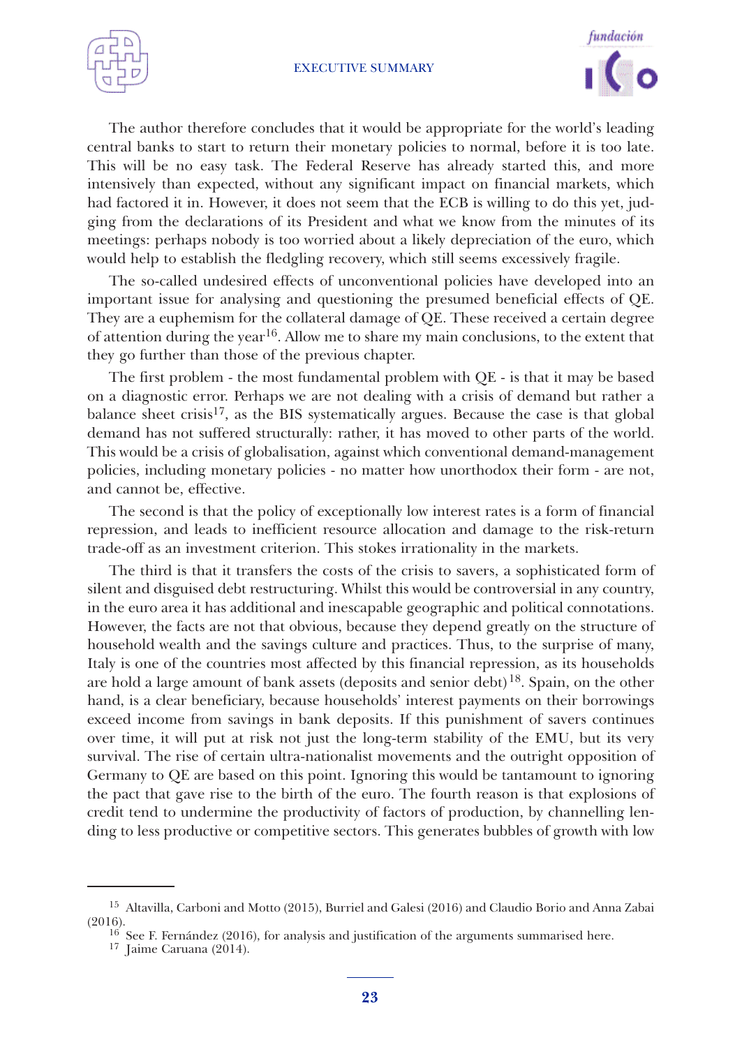The author therefore concludes that it would be appropriate for the world's leading central banks to start to return their monetary policies to normal, before it is too late. This will be no easy task. The Federal Reserve has already started this, and more intensively than expected, without any significant impact on financial markets, which had factored it in. However, it does not seem that the ECB is willing to do this yet, judging from the declarations of its President and what we know from the minutes of its meetings: perhaps nobody is too worried about a likely depreciation of the euro, which would help to establish the fledgling recovery, which still seems excessively fragile.

The so-called undesired effects of unconventional policies have developed into an important issue for analysing and questioning the presumed beneficial effects of QE. They are a euphemism for the collateral damage of QE. These received a certain degree of attention during the year[16]. Allow me to share my main conclusions, to the extent that they go further than those of the previous chapter.

The first problem - the most fundamental problem with QE - is that it may be based on a diagnostic error. Perhaps we are not dealing with a crisis of demand but rather a balance sheet crisis[17], as the BIS systematically argues. Because the case is that global demand has not suffered structurally: rather, it has moved to other parts of the world. This would be a crisis of globalisation, against which conventional demand-management policies, including monetary policies - no matter how unorthodox their form - are not, and cannot be, effective.

The second is that the policy of exceptionally low interest rates is a form of financial repression, and leads to inefficient resource allocation and damage to the risk-return trade-off as an investment criterion. This stokes irrationality in the markets.

The third is that it transfers the costs of the crisis to savers, a sophisticated form of silent and disguised debt restructuring. Whilst this would be controversial in any country, in the euro area it has additional and inescapable geographic and political connotations. However, the facts are not that obvious, because they depend greatly on the structure of household wealth and the savings culture and practices. Thus, to the surprise of many, Italy is one of the countries most affected by this financial repression, as its households are hold a large amount of bank assets (deposits and senior debt)[18]. Spain, on the other hand, is a clear beneficiary, because households' interest payments on their borrowings exceed income from savings in bank deposits. If this punishment of savers continues over time, it will put at risk not just the long-term stability of the EMU, but its very survival. The rise of certain ultra-nationalist movements and the outright opposition of Germany to QE are based on this point. Ignoring this would be tantamount to ignoring the pact that gave rise to the birth of the euro. The fourth reason is that explosions of credit tend to undermine the productivity of factors of production, by channelling lending to less productive or competitive sectors. This generates bubbles of growth with low

---

[15] Altavilla, Carboni and Motto (2015), Burriel and Galesi (2016) and Claudio Borio and Anna Zabai (2016).

[16] See F. Fernández (2016), for analysis and justification of the arguments summarised here.

[17] Jaime Caruana (2014).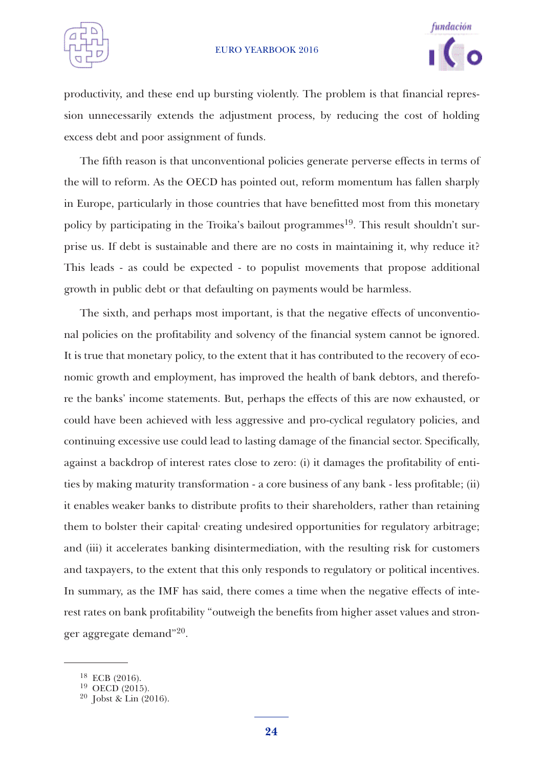productivity, and these end up bursting violently. The problem is that financial repression unnecessarily extends the adjustment process, by reducing the cost of holding excess debt and poor assignment of funds.

The fifth reason is that unconventional policies generate perverse effects in terms of the will to reform. As the OECD has pointed out, reform momentum has fallen sharply in Europe, particularly in those countries that have benefitted most from this monetary policy by participating in the Troika's bailout programmes[19]. This result shouldn't surprise us. If debt is sustainable and there are no costs in maintaining it, why reduce it? This leads - as could be expected - to populist movements that propose additional growth in public debt or that defaulting on payments would be harmless.

The sixth, and perhaps most important, is that the negative effects of unconventional policies on the profitability and solvency of the financial system cannot be ignored. It is true that monetary policy, to the extent that it has contributed to the recovery of economic growth and employment, has improved the health of bank debtors, and therefore the banks' income statements. But, perhaps the effects of this are now exhausted, or could have been achieved with less aggressive and pro-cyclical regulatory policies, and continuing excessive use could lead to lasting damage of the financial sector. Specifically, against a backdrop of interest rates close to zero: (i) it damages the profitability of entities by making maturity transformation - a core business of any bank - less profitable; (ii) it enables weaker banks to distribute profits to their shareholders, rather than retaining them to bolster their capital· creating undesired opportunities for regulatory arbitrage; and (iii) it accelerates banking disintermediation, with the resulting risk for customers and taxpayers, to the extent that this only responds to regulatory or political incentives. In summary, as the IMF has said, there comes a time when the negative effects of interest rates on bank profitability "outweigh the benefits from higher asset values and stronger aggregate demand"[20].

---

[18] ECB (2016).
[19] OECD (2015).
[20] Jobst & Lin (2016).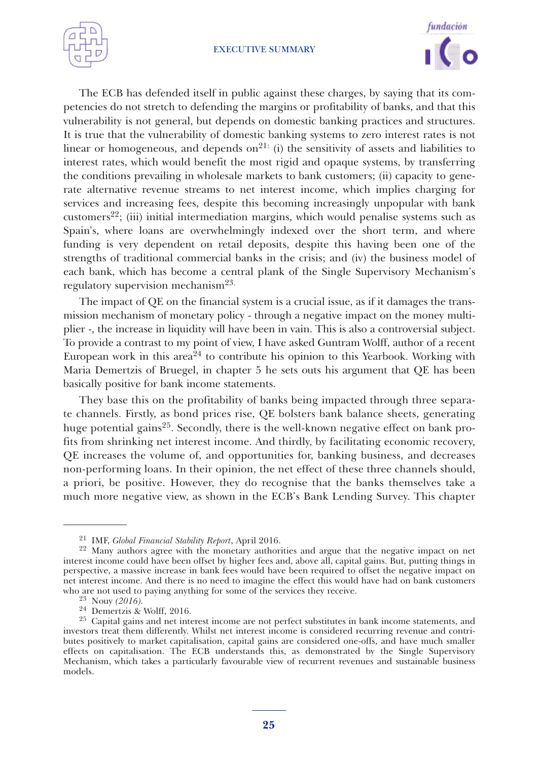The ECB has defended itself in public against these charges, by saying that its competencies do not stretch to defending the margins or profitability of banks, and that this vulnerability is not general, but depends on domestic banking practices and structures. It is true that the vulnerability of domestic banking systems to zero interest rates is not linear or homogeneous, and depends on[21]: (i) the sensitivity of assets and liabilities to interest rates, which would benefit the most rigid and opaque systems, by transferring the conditions prevailing in wholesale markets to bank customers; (ii) capacity to generate alternative revenue streams to net interest income, which implies charging for services and increasing fees, despite this becoming increasingly unpopular with bank customers[22]; (iii) initial intermediation margins, which would penalise systems such as Spain's, where loans are overwhelmingly indexed over the short term, and where funding is very dependent on retail deposits, despite this having been one of the strengths of traditional commercial banks in the crisis; and (iv) the business model of each bank, which has become a central plank of the Single Supervisory Mechanism's regulatory supervision mechanism[23].

The impact of QE on the financial system is a crucial issue, as if it damages the transmission mechanism of monetary policy - through a negative impact on the money multiplier -, the increase in liquidity will have been in vain. This is also a controversial subject. To provide a contrast to my point of view, I have asked Guntram Wolff, author of a recent European work in this area[24] to contribute his opinion to this Yearbook. Working with Maria Demertzis of Bruegel, in chapter 5 he sets outs his argument that QE has been basically positive for bank income statements.

They base this on the profitability of banks being impacted through three separate channels. Firstly, as bond prices rise, QE bolsters bank balance sheets, generating huge potential gains[25]. Secondly, there is the well-known negative effect on bank profits from shrinking net interest income. And thirdly, by facilitating economic recovery, QE increases the volume of, and opportunities for, banking business, and decreases non-performing loans. In their opinion, the net effect of these three channels should, a priori, be positive. However, they do recognise that the banks themselves take a much more negative view, as shown in the ECB's Bank Lending Survey. This chapter

---

[21] IMF, *Global Financial Stability Report*, April 2016.

[22] Many authors agree with the monetary authorities and argue that the negative impact on net interest income could have been offset by higher fees and, above all, capital gains. But, putting things in perspective, a massive increase in bank fees would have been required to offset the negative impact on net interest income. And there is no need to imagine the effect this would have had on bank customers who are not used to paying anything for some of the services they receive.

[23] Nouy *(2016).*

[24] Demertzis & Wolff, 2016.

[25] Capital gains and net interest income are not perfect substitutes in bank income statements, and investors treat them differently. Whilst net interest income is considered recurring revenue and contributes positively to market capitalisation, capital gains are considered one-offs, and have much smaller effects on capitalisation. The ECB understands this, as demonstrated by the Single Supervisory Mechanism, which takes a particularly favourable view of recurrent revenues and sustainable business models.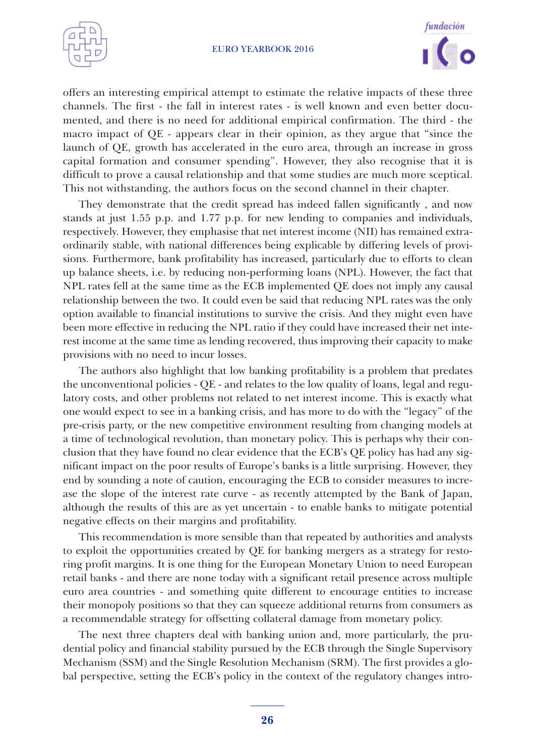offers an interesting empirical attempt to estimate the relative impacts of these three channels. The first - the fall in interest rates - is well known and even better documented, and there is no need for additional empirical confirmation. The third - the macro impact of QE - appears clear in their opinion, as they argue that "since the launch of QE, growth has accelerated in the euro area, through an increase in gross capital formation and consumer spending". However, they also recognise that it is difficult to prove a causal relationship and that some studies are much more sceptical. This not withstanding, the authors focus on the second channel in their chapter.

They demonstrate that the credit spread has indeed fallen significantly , and now stands at just 1.55 p.p. and 1.77 p.p. for new lending to companies and individuals, respectively. However, they emphasise that net interest income (NII) has remained extraordinarily stable, with national differences being explicable by differing levels of provisions. Furthermore, bank profitability has increased, particularly due to efforts to clean up balance sheets, i.e. by reducing non-performing loans (NPL). However, the fact that NPL rates fell at the same time as the ECB implemented QE does not imply any causal relationship between the two. It could even be said that reducing NPL rates was the only option available to financial institutions to survive the crisis. And they might even have been more effective in reducing the NPL ratio if they could have increased their net interest income at the same time as lending recovered, thus improving their capacity to make provisions with no need to incur losses.

The authors also highlight that low banking profitability is a problem that predates the unconventional policies - QE - and relates to the low quality of loans, legal and regulatory costs, and other problems not related to net interest income. This is exactly what one would expect to see in a banking crisis, and has more to do with the "legacy" of the pre-crisis party, or the new competitive environment resulting from changing models at a time of technological revolution, than monetary policy. This is perhaps why their conclusion that they have found no clear evidence that the ECB's QE policy has had any significant impact on the poor results of Europe's banks is a little surprising. However, they end by sounding a note of caution, encouraging the ECB to consider measures to increase the slope of the interest rate curve - as recently attempted by the Bank of Japan, although the results of this are as yet uncertain - to enable banks to mitigate potential negative effects on their margins and profitability.

This recommendation is more sensible than that repeated by authorities and analysts to exploit the opportunities created by QE for banking mergers as a strategy for restoring profit margins. It is one thing for the European Monetary Union to need European retail banks - and there are none today with a significant retail presence across multiple euro area countries - and something quite different to encourage entities to increase their monopoly positions so that they can squeeze additional returns from consumers as a recommendable strategy for offsetting collateral damage from monetary policy.

The next three chapters deal with banking union and, more particularly, the prudential policy and financial stability pursued by the ECB through the Single Supervisory Mechanism (SSM) and the Single Resolution Mechanism (SRM). The first provides a global perspective, setting the ECB's policy in the context of the regulatory changes intro-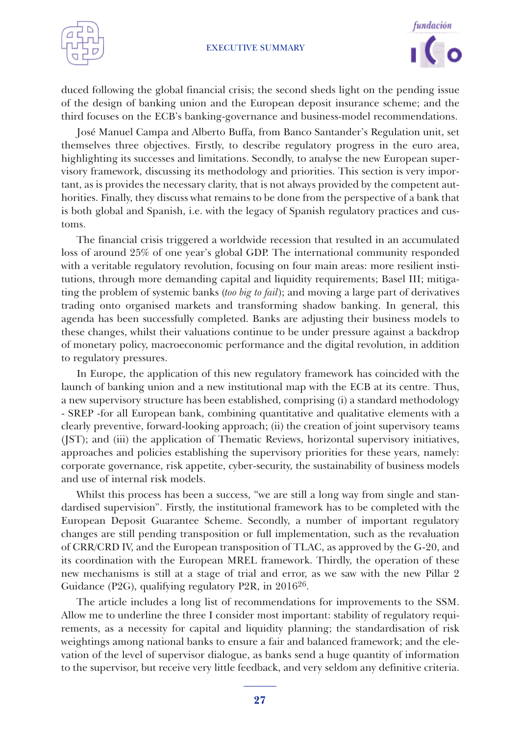duced following the global financial crisis; the second sheds light on the pending issue of the design of banking union and the European deposit insurance scheme; and the third focuses on the ECB's banking-governance and business-model recommendations.

José Manuel Campa and Alberto Buffa, from Banco Santander's Regulation unit, set themselves three objectives. Firstly, to describe regulatory progress in the euro area, highlighting its successes and limitations. Secondly, to analyse the new European supervisory framework, discussing its methodology and priorities. This section is very important, as is provides the necessary clarity, that is not always provided by the competent authorities. Finally, they discuss what remains to be done from the perspective of a bank that is both global and Spanish, i.e. with the legacy of Spanish regulatory practices and customs.

The financial crisis triggered a worldwide recession that resulted in an accumulated loss of around 25% of one year's global GDP. The international community responded with a veritable regulatory revolution, focusing on four main areas: more resilient institutions, through more demanding capital and liquidity requirements; Basel III; mitigating the problem of systemic banks (*too big to fail*); and moving a large part of derivatives trading onto organised markets and transforming shadow banking. In general, this agenda has been successfully completed. Banks are adjusting their business models to these changes, whilst their valuations continue to be under pressure against a backdrop of monetary policy, macroeconomic performance and the digital revolution, in addition to regulatory pressures.

In Europe, the application of this new regulatory framework has coincided with the launch of banking union and a new institutional map with the ECB at its centre. Thus, a new supervisory structure has been established, comprising (i) a standard methodology - SREP -for all European bank, combining quantitative and qualitative elements with a clearly preventive, forward-looking approach; (ii) the creation of joint supervisory teams (JST); and (iii) the application of Thematic Reviews, horizontal supervisory initiatives, approaches and policies establishing the supervisory priorities for these years, namely: corporate governance, risk appetite, cyber-security, the sustainability of business models and use of internal risk models.

Whilst this process has been a success, "we are still a long way from single and standardised supervision". Firstly, the institutional framework has to be completed with the European Deposit Guarantee Scheme. Secondly, a number of important regulatory changes are still pending transposition or full implementation, such as the revaluation of CRR/CRD IV, and the European transposition of TLAC, as approved by the G-20, and its coordination with the European MREL framework. Thirdly, the operation of these new mechanisms is still at a stage of trial and error, as we saw with the new Pillar 2 Guidance (P2G), qualifying regulatory P2R, in 2016[26].

The article includes a long list of recommendations for improvements to the SSM. Allow me to underline the three I consider most important: stability of regulatory requirements, as a necessity for capital and liquidity planning; the standardisation of risk weightings among national banks to ensure a fair and balanced framework; and the elevation of the level of supervisor dialogue, as banks send a huge quantity of information to the supervisor, but receive very little feedback, and very seldom any definitive criteria.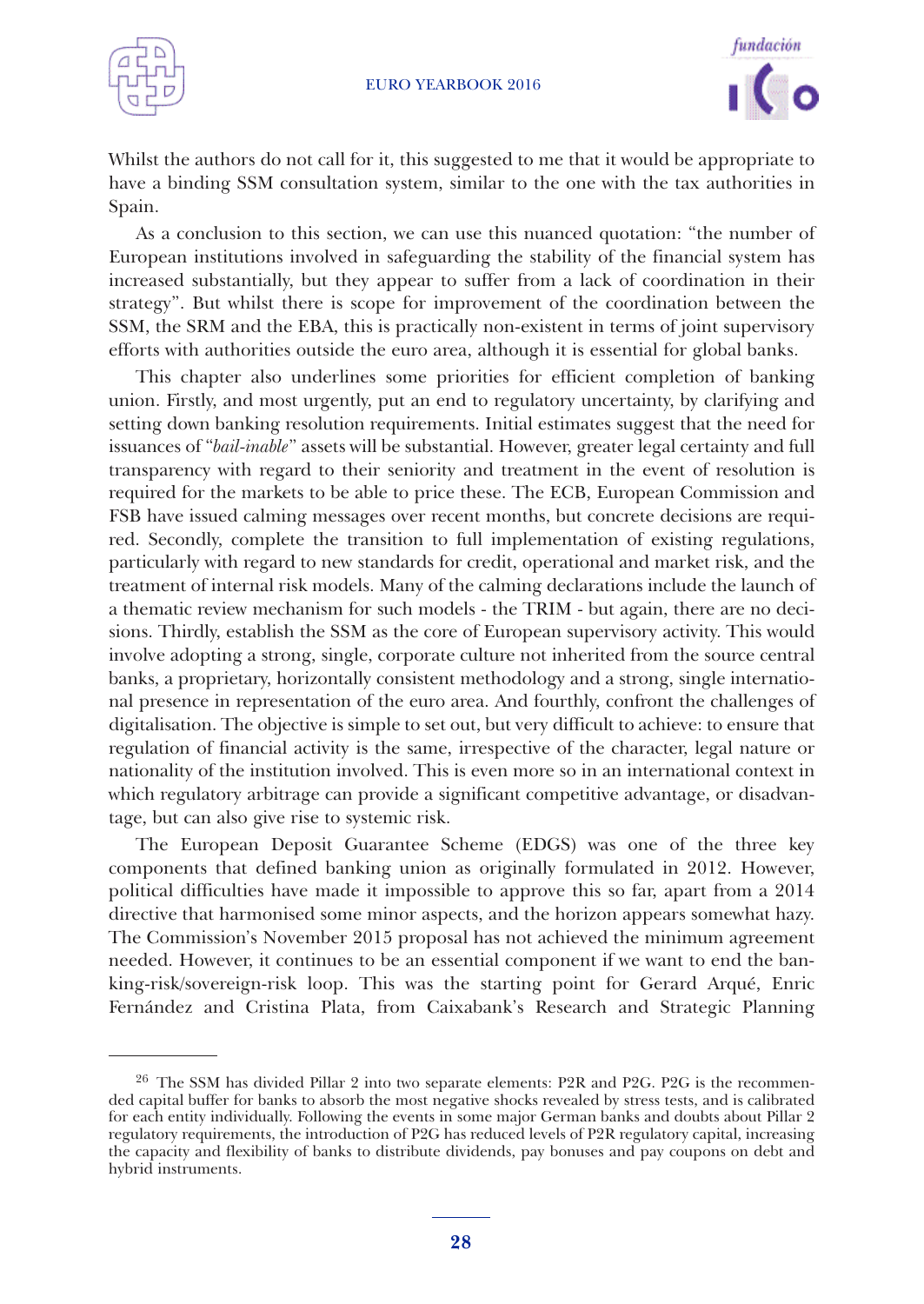Whilst the authors do not call for it, this suggested to me that it would be appropriate to have a binding SSM consultation system, similar to the one with the tax authorities in Spain.

As a conclusion to this section, we can use this nuanced quotation: "the number of European institutions involved in safeguarding the stability of the financial system has increased substantially, but they appear to suffer from a lack of coordination in their strategy". But whilst there is scope for improvement of the coordination between the SSM, the SRM and the EBA, this is practically non-existent in terms of joint supervisory efforts with authorities outside the euro area, although it is essential for global banks.

This chapter also underlines some priorities for efficient completion of banking union. Firstly, and most urgently, put an end to regulatory uncertainty, by clarifying and setting down banking resolution requirements. Initial estimates suggest that the need for issuances of "*bail-inable*" assets will be substantial. However, greater legal certainty and full transparency with regard to their seniority and treatment in the event of resolution is required for the markets to be able to price these. The ECB, European Commission and FSB have issued calming messages over recent months, but concrete decisions are required. Secondly, complete the transition to full implementation of existing regulations, particularly with regard to new standards for credit, operational and market risk, and the treatment of internal risk models. Many of the calming declarations include the launch of a thematic review mechanism for such models - the TRIM - but again, there are no decisions. Thirdly, establish the SSM as the core of European supervisory activity. This would involve adopting a strong, single, corporate culture not inherited from the source central banks, a proprietary, horizontally consistent methodology and a strong, single international presence in representation of the euro area. And fourthly, confront the challenges of digitalisation. The objective is simple to set out, but very difficult to achieve: to ensure that regulation of financial activity is the same, irrespective of the character, legal nature or nationality of the institution involved. This is even more so in an international context in which regulatory arbitrage can provide a significant competitive advantage, or disadvantage, but can also give rise to systemic risk.

The European Deposit Guarantee Scheme (EDGS) was one of the three key components that defined banking union as originally formulated in 2012. However, political difficulties have made it impossible to approve this so far, apart from a 2014 directive that harmonised some minor aspects, and the horizon appears somewhat hazy. The Commission's November 2015 proposal has not achieved the minimum agreement needed. However, it continues to be an essential component if we want to end the banking-risk/sovereign-risk loop. This was the starting point for Gerard Arqué, Enric Fernández and Cristina Plata, from Caixabank's Research and Strategic Planning

---

[26] The SSM has divided Pillar 2 into two separate elements: P2R and P2G. P2G is the recommended capital buffer for banks to absorb the most negative shocks revealed by stress tests, and is calibrated for each entity individually. Following the events in some major German banks and doubts about Pillar 2 regulatory requirements, the introduction of P2G has reduced levels of P2R regulatory capital, increasing the capacity and flexibility of banks to distribute dividends, pay bonuses and pay coupons on debt and hybrid instruments.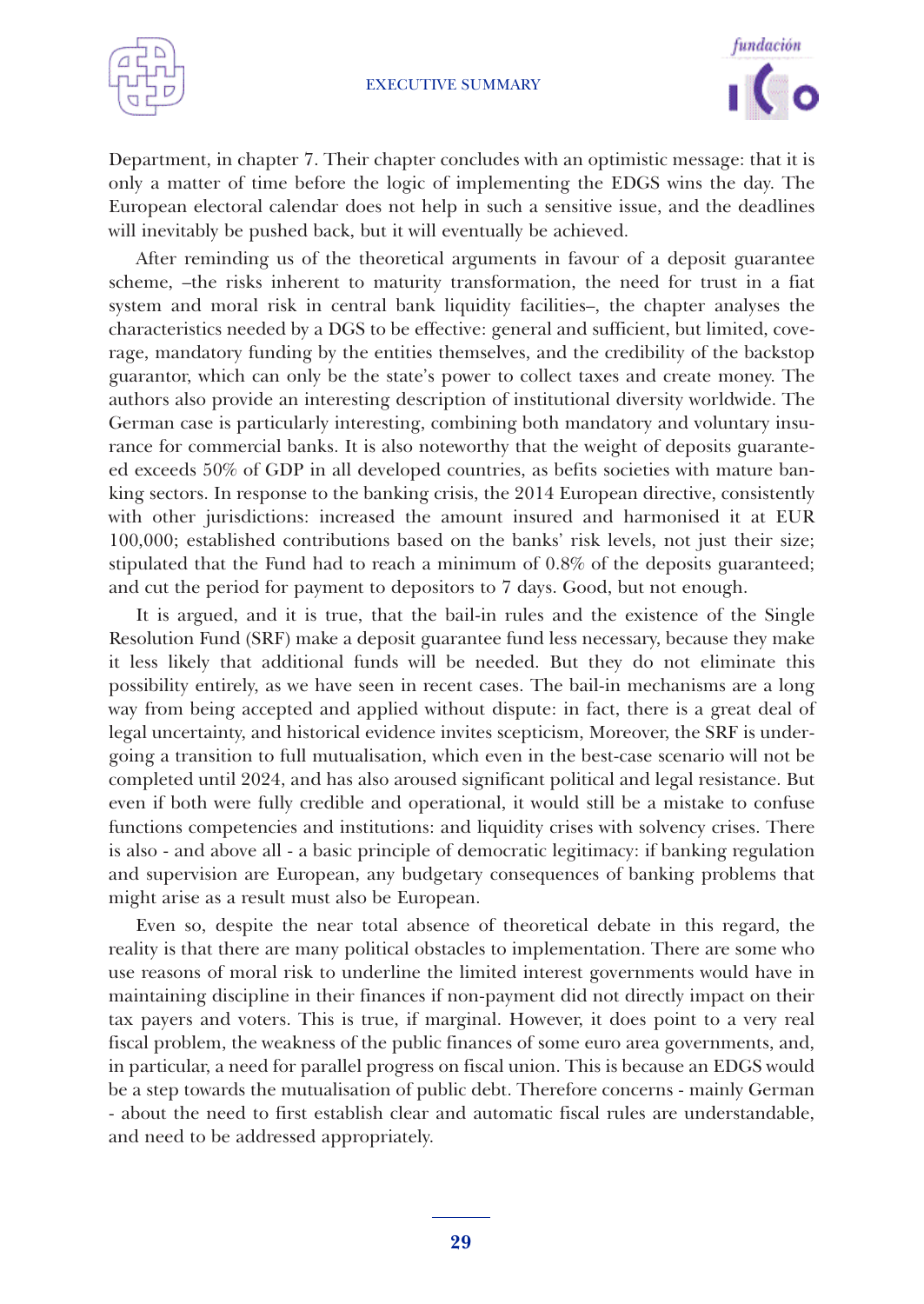Department, in chapter 7. Their chapter concludes with an optimistic message: that it is only a matter of time before the logic of implementing the EDGS wins the day. The European electoral calendar does not help in such a sensitive issue, and the deadlines will inevitably be pushed back, but it will eventually be achieved.

After reminding us of the theoretical arguments in favour of a deposit guarantee scheme, –the risks inherent to maturity transformation, the need for trust in a fiat system and moral risk in central bank liquidity facilities–, the chapter analyses the characteristics needed by a DGS to be effective: general and sufficient, but limited, coverage, mandatory funding by the entities themselves, and the credibility of the backstop guarantor, which can only be the state's power to collect taxes and create money. The authors also provide an interesting description of institutional diversity worldwide. The German case is particularly interesting, combining both mandatory and voluntary insurance for commercial banks. It is also noteworthy that the weight of deposits guaranteed exceeds 50% of GDP in all developed countries, as befits societies with mature banking sectors. In response to the banking crisis, the 2014 European directive, consistently with other jurisdictions: increased the amount insured and harmonised it at EUR 100,000; established contributions based on the banks' risk levels, not just their size; stipulated that the Fund had to reach a minimum of 0.8% of the deposits guaranteed; and cut the period for payment to depositors to 7 days. Good, but not enough.

It is argued, and it is true, that the bail-in rules and the existence of the Single Resolution Fund (SRF) make a deposit guarantee fund less necessary, because they make it less likely that additional funds will be needed. But they do not eliminate this possibility entirely, as we have seen in recent cases. The bail-in mechanisms are a long way from being accepted and applied without dispute: in fact, there is a great deal of legal uncertainty, and historical evidence invites scepticism, Moreover, the SRF is undergoing a transition to full mutualisation, which even in the best-case scenario will not be completed until 2024, and has also aroused significant political and legal resistance. But even if both were fully credible and operational, it would still be a mistake to confuse functions competencies and institutions: and liquidity crises with solvency crises. There is also - and above all - a basic principle of democratic legitimacy: if banking regulation and supervision are European, any budgetary consequences of banking problems that might arise as a result must also be European.

Even so, despite the near total absence of theoretical debate in this regard, the reality is that there are many political obstacles to implementation. There are some who use reasons of moral risk to underline the limited interest governments would have in maintaining discipline in their finances if non-payment did not directly impact on their tax payers and voters. This is true, if marginal. However, it does point to a very real fiscal problem, the weakness of the public finances of some euro area governments, and, in particular, a need for parallel progress on fiscal union. This is because an EDGS would be a step towards the mutualisation of public debt. Therefore concerns - mainly German - about the need to first establish clear and automatic fiscal rules are understandable, and need to be addressed appropriately.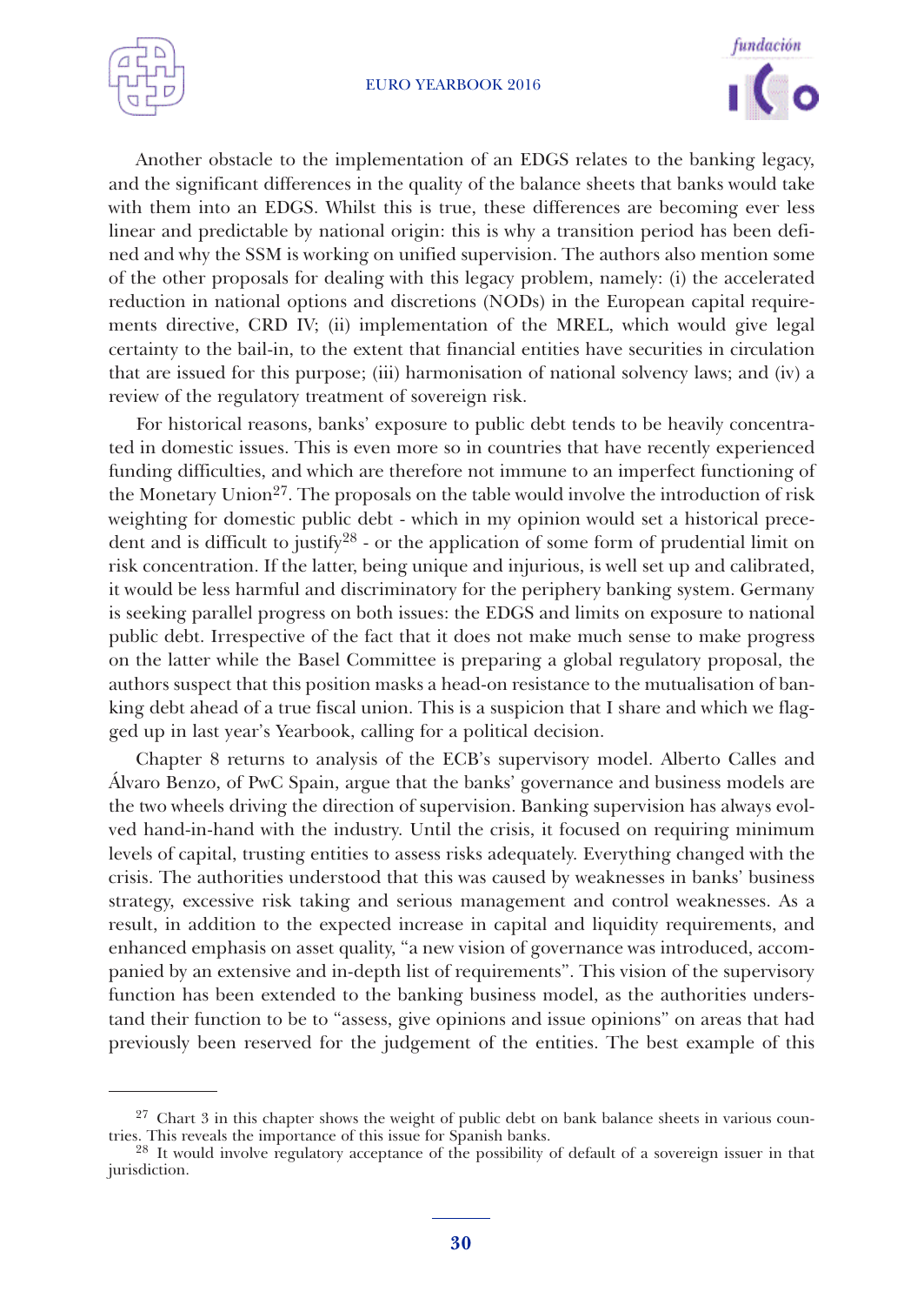Another obstacle to the implementation of an EDGS relates to the banking legacy, and the significant differences in the quality of the balance sheets that banks would take with them into an EDGS. Whilst this is true, these differences are becoming ever less linear and predictable by national origin: this is why a transition period has been defined and why the SSM is working on unified supervision. The authors also mention some of the other proposals for dealing with this legacy problem, namely: (i) the accelerated reduction in national options and discretions (NODs) in the European capital requirements directive, CRD IV; (ii) implementation of the MREL, which would give legal certainty to the bail-in, to the extent that financial entities have securities in circulation that are issued for this purpose; (iii) harmonisation of national solvency laws; and (iv) a review of the regulatory treatment of sovereign risk.

For historical reasons, banks' exposure to public debt tends to be heavily concentrated in domestic issues. This is even more so in countries that have recently experienced funding difficulties, and which are therefore not immune to an imperfect functioning of the Monetary Union[27]. The proposals on the table would involve the introduction of risk weighting for domestic public debt - which in my opinion would set a historical precedent and is difficult to justify[28] - or the application of some form of prudential limit on risk concentration. If the latter, being unique and injurious, is well set up and calibrated, it would be less harmful and discriminatory for the periphery banking system. Germany is seeking parallel progress on both issues: the EDGS and limits on exposure to national public debt. Irrespective of the fact that it does not make much sense to make progress on the latter while the Basel Committee is preparing a global regulatory proposal, the authors suspect that this position masks a head-on resistance to the mutualisation of banking debt ahead of a true fiscal union. This is a suspicion that I share and which we flagged up in last year's Yearbook, calling for a political decision.

Chapter 8 returns to analysis of the ECB's supervisory model. Alberto Calles and Álvaro Benzo, of PwC Spain, argue that the banks' governance and business models are the two wheels driving the direction of supervision. Banking supervision has always evolved hand-in-hand with the industry. Until the crisis, it focused on requiring minimum levels of capital, trusting entities to assess risks adequately. Everything changed with the crisis. The authorities understood that this was caused by weaknesses in banks' business strategy, excessive risk taking and serious management and control weaknesses. As a result, in addition to the expected increase in capital and liquidity requirements, and enhanced emphasis on asset quality, "a new vision of governance was introduced, accompanied by an extensive and in-depth list of requirements". This vision of the supervisory function has been extended to the banking business model, as the authorities understand their function to be to "assess, give opinions and issue opinions" on areas that had previously been reserved for the judgement of the entities. The best example of this

---

[27] Chart 3 in this chapter shows the weight of public debt on bank balance sheets in various countries. This reveals the importance of this issue for Spanish banks.

[28] It would involve regulatory acceptance of the possibility of default of a sovereign issuer in that jurisdiction.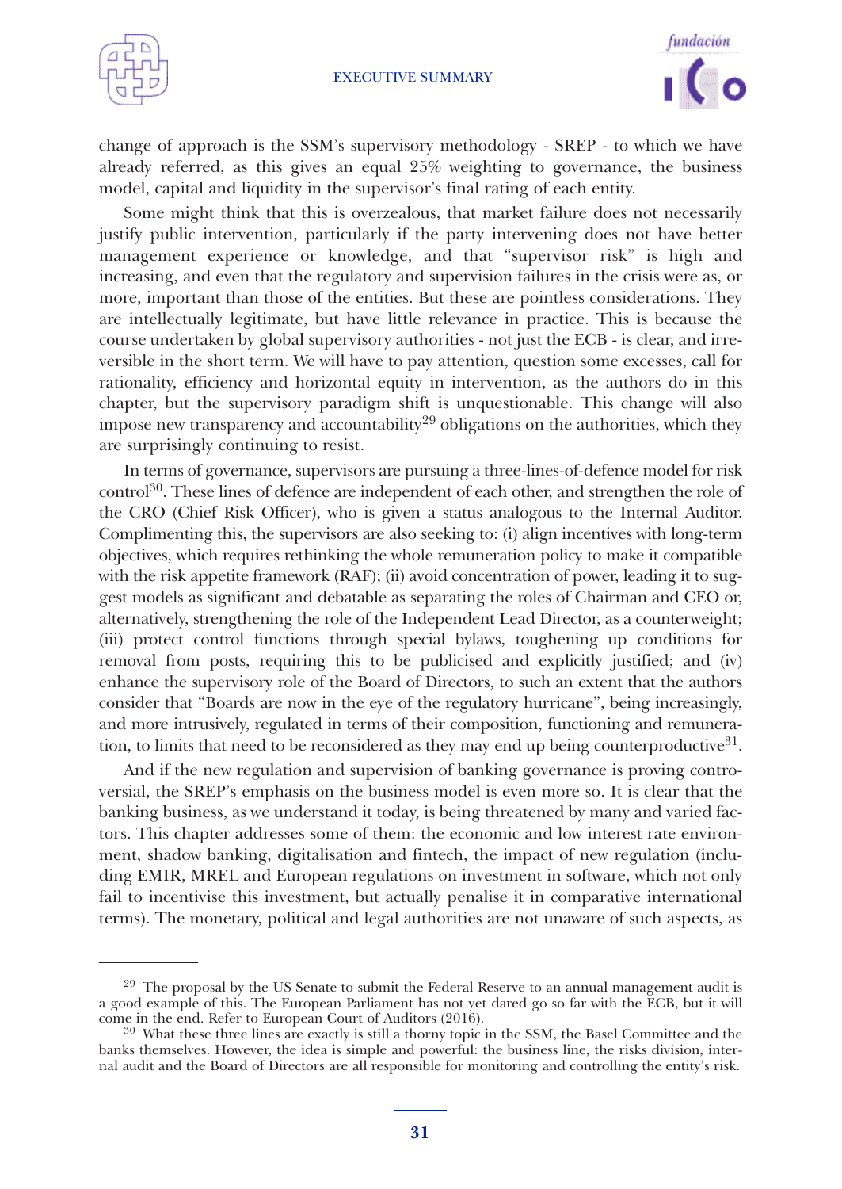change of approach is the SSM's supervisory methodology - SREP - to which we have already referred, as this gives an equal 25% weighting to governance, the business model, capital and liquidity in the supervisor's final rating of each entity.

Some might think that this is overzealous, that market failure does not necessarily justify public intervention, particularly if the party intervening does not have better management experience or knowledge, and that "supervisor risk" is high and increasing, and even that the regulatory and supervision failures in the crisis were as, or more, important than those of the entities. But these are pointless considerations. They are intellectually legitimate, but have little relevance in practice. This is because the course undertaken by global supervisory authorities - not just the ECB - is clear, and irreversible in the short term. We will have to pay attention, question some excesses, call for rationality, efficiency and horizontal equity in intervention, as the authors do in this chapter, but the supervisory paradigm shift is unquestionable. This change will also impose new transparency and accountability[29] obligations on the authorities, which they are surprisingly continuing to resist.

In terms of governance, supervisors are pursuing a three-lines-of-defence model for risk control[30]. These lines of defence are independent of each other, and strengthen the role of the CRO (Chief Risk Officer), who is given a status analogous to the Internal Auditor. Complimenting this, the supervisors are also seeking to: (i) align incentives with long-term objectives, which requires rethinking the whole remuneration policy to make it compatible with the risk appetite framework (RAF); (ii) avoid concentration of power, leading it to suggest models as significant and debatable as separating the roles of Chairman and CEO or, alternatively, strengthening the role of the Independent Lead Director, as a counterweight; (iii) protect control functions through special bylaws, toughening up conditions for removal from posts, requiring this to be publicised and explicitly justified; and (iv) enhance the supervisory role of the Board of Directors, to such an extent that the authors consider that "Boards are now in the eye of the regulatory hurricane", being increasingly, and more intrusively, regulated in terms of their composition, functioning and remuneration, to limits that need to be reconsidered as they may end up being counterproductive[31].

And if the new regulation and supervision of banking governance is proving controversial, the SREP's emphasis on the business model is even more so. It is clear that the banking business, as we understand it today, is being threatened by many and varied factors. This chapter addresses some of them: the economic and low interest rate environment, shadow banking, digitalisation and fintech, the impact of new regulation (including EMIR, MREL and European regulations on investment in software, which not only fail to incentivise this investment, but actually penalise it in comparative international terms). The monetary, political and legal authorities are not unaware of such aspects, as

---

[29] The proposal by the US Senate to submit the Federal Reserve to an annual management audit is a good example of this. The European Parliament has not yet dared go so far with the ECB, but it will come in the end. Refer to European Court of Auditors (2016).

[30] What these three lines are exactly is still a thorny topic in the SSM, the Basel Committee and the banks themselves. However, the idea is simple and powerful: the business line, the risks division, internal audit and the Board of Directors are all responsible for monitoring and controlling the entity's risk.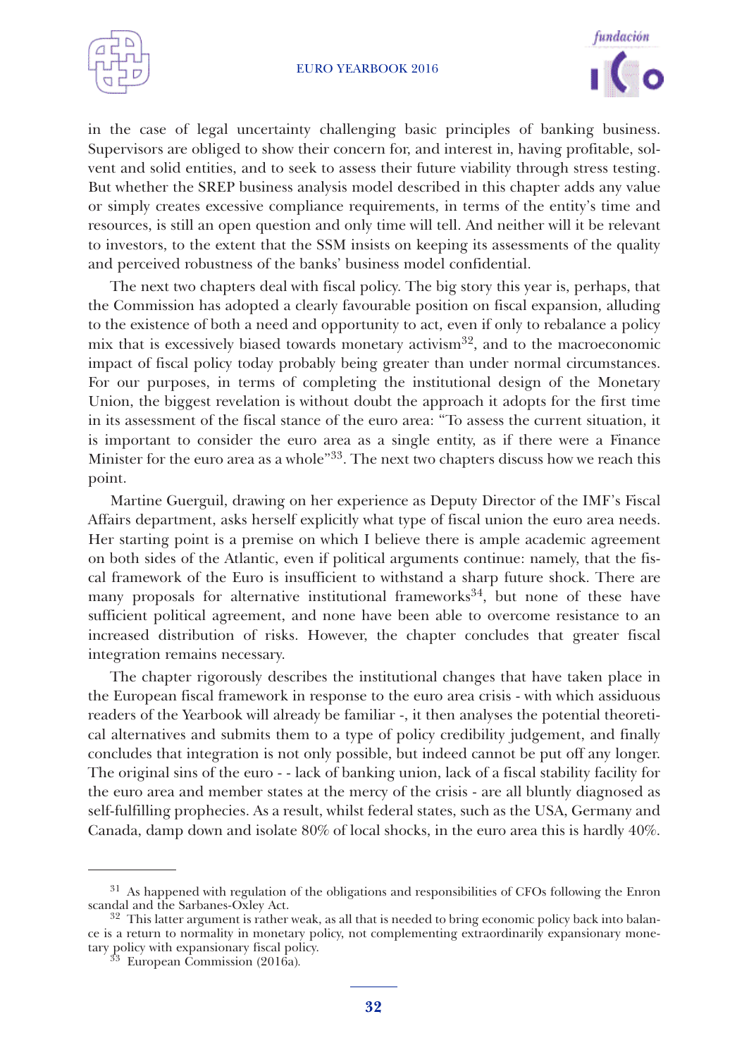in the case of legal uncertainty challenging basic principles of banking business. Supervisors are obliged to show their concern for, and interest in, having profitable, solvent and solid entities, and to seek to assess their future viability through stress testing. But whether the SREP business analysis model described in this chapter adds any value or simply creates excessive compliance requirements, in terms of the entity's time and resources, is still an open question and only time will tell. And neither will it be relevant to investors, to the extent that the SSM insists on keeping its assessments of the quality and perceived robustness of the banks' business model confidential.

The next two chapters deal with fiscal policy. The big story this year is, perhaps, that the Commission has adopted a clearly favourable position on fiscal expansion, alluding to the existence of both a need and opportunity to act, even if only to rebalance a policy mix that is excessively biased towards monetary activism[32], and to the macroeconomic impact of fiscal policy today probably being greater than under normal circumstances. For our purposes, in terms of completing the institutional design of the Monetary Union, the biggest revelation is without doubt the approach it adopts for the first time in its assessment of the fiscal stance of the euro area: "To assess the current situation, it is important to consider the euro area as a single entity, as if there were a Finance Minister for the euro area as a whole"[33]. The next two chapters discuss how we reach this point.

Martine Guerguil, drawing on her experience as Deputy Director of the IMF's Fiscal Affairs department, asks herself explicitly what type of fiscal union the euro area needs. Her starting point is a premise on which I believe there is ample academic agreement on both sides of the Atlantic, even if political arguments continue: namely, that the fiscal framework of the Euro is insufficient to withstand a sharp future shock. There are many proposals for alternative institutional frameworks[34], but none of these have sufficient political agreement, and none have been able to overcome resistance to an increased distribution of risks. However, the chapter concludes that greater fiscal integration remains necessary.

The chapter rigorously describes the institutional changes that have taken place in the European fiscal framework in response to the euro area crisis - with which assiduous readers of the Yearbook will already be familiar -, it then analyses the potential theoretical alternatives and submits them to a type of policy credibility judgement, and finally concludes that integration is not only possible, but indeed cannot be put off any longer. The original sins of the euro - - lack of banking union, lack of a fiscal stability facility for the euro area and member states at the mercy of the crisis - are all bluntly diagnosed as self-fulfilling prophecies. As a result, whilst federal states, such as the USA, Germany and Canada, damp down and isolate 80% of local shocks, in the euro area this is hardly 40%.

---

[31] As happened with regulation of the obligations and responsibilities of CFOs following the Enron scandal and the Sarbanes-Oxley Act.

[32] This latter argument is rather weak, as all that is needed to bring economic policy back into balance is a return to normality in monetary policy, not complementing extraordinarily expansionary monetary policy with expansionary fiscal policy.

[33] European Commission (2016a).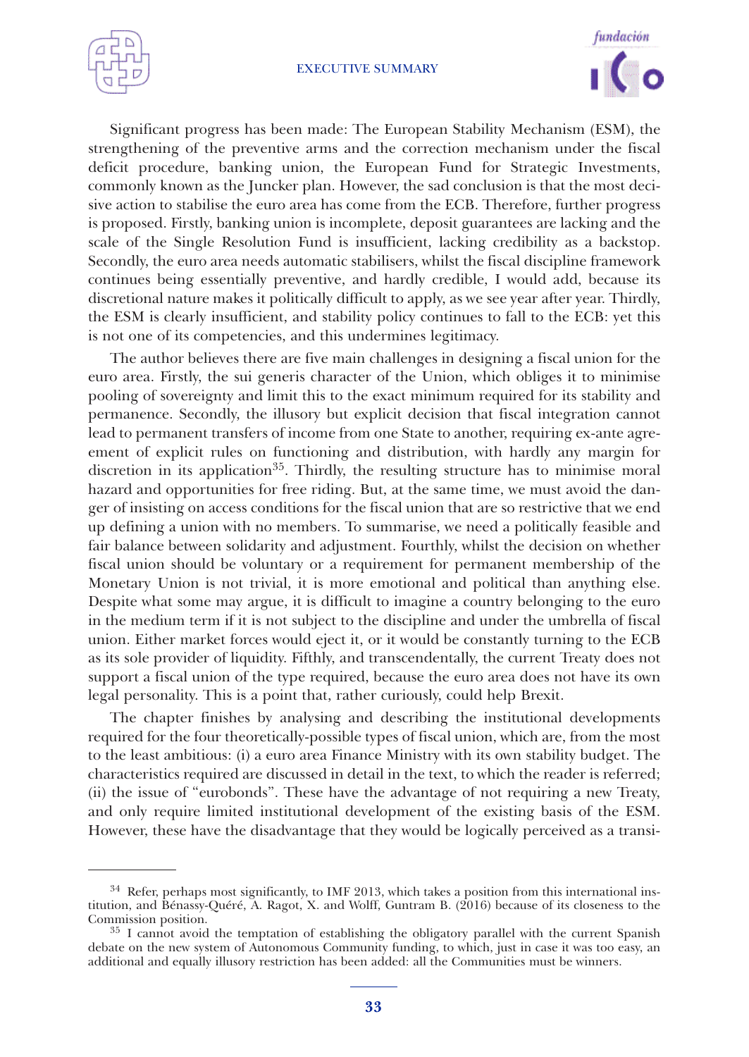Significant progress has been made: The European Stability Mechanism (ESM), the strengthening of the preventive arms and the correction mechanism under the fiscal deficit procedure, banking union, the European Fund for Strategic Investments, commonly known as the Juncker plan. However, the sad conclusion is that the most decisive action to stabilise the euro area has come from the ECB. Therefore, further progress is proposed. Firstly, banking union is incomplete, deposit guarantees are lacking and the scale of the Single Resolution Fund is insufficient, lacking credibility as a backstop. Secondly, the euro area needs automatic stabilisers, whilst the fiscal discipline framework continues being essentially preventive, and hardly credible, I would add, because its discretional nature makes it politically difficult to apply, as we see year after year. Thirdly, the ESM is clearly insufficient, and stability policy continues to fall to the ECB: yet this is not one of its competencies, and this undermines legitimacy.

The author believes there are five main challenges in designing a fiscal union for the euro area. Firstly, the sui generis character of the Union, which obliges it to minimise pooling of sovereignty and limit this to the exact minimum required for its stability and permanence. Secondly, the illusory but explicit decision that fiscal integration cannot lead to permanent transfers of income from one State to another, requiring ex-ante agreement of explicit rules on functioning and distribution, with hardly any margin for discretion in its application[35]. Thirdly, the resulting structure has to minimise moral hazard and opportunities for free riding. But, at the same time, we must avoid the danger of insisting on access conditions for the fiscal union that are so restrictive that we end up defining a union with no members. To summarise, we need a politically feasible and fair balance between solidarity and adjustment. Fourthly, whilst the decision on whether fiscal union should be voluntary or a requirement for permanent membership of the Monetary Union is not trivial, it is more emotional and political than anything else. Despite what some may argue, it is difficult to imagine a country belonging to the euro in the medium term if it is not subject to the discipline and under the umbrella of fiscal union. Either market forces would eject it, or it would be constantly turning to the ECB as its sole provider of liquidity. Fifthly, and transcendentally, the current Treaty does not support a fiscal union of the type required, because the euro area does not have its own legal personality. This is a point that, rather curiously, could help Brexit.

The chapter finishes by analysing and describing the institutional developments required for the four theoretically-possible types of fiscal union, which are, from the most to the least ambitious: (i) a euro area Finance Ministry with its own stability budget. The characteristics required are discussed in detail in the text, to which the reader is referred; (ii) the issue of "eurobonds". These have the advantage of not requiring a new Treaty, and only require limited institutional development of the existing basis of the ESM. However, these have the disadvantage that they would be logically perceived as a transi-

---

[34] Refer, perhaps most significantly, to IMF 2013, which takes a position from this international institution, and Bénassy-Quéré, A. Ragot, X. and Wolff, Guntram B. (2016) because of its closeness to the Commission position.

[35] I cannot avoid the temptation of establishing the obligatory parallel with the current Spanish debate on the new system of Autonomous Community funding, to which, just in case it was too easy, an additional and equally illusory restriction has been added: all the Communities must be winners.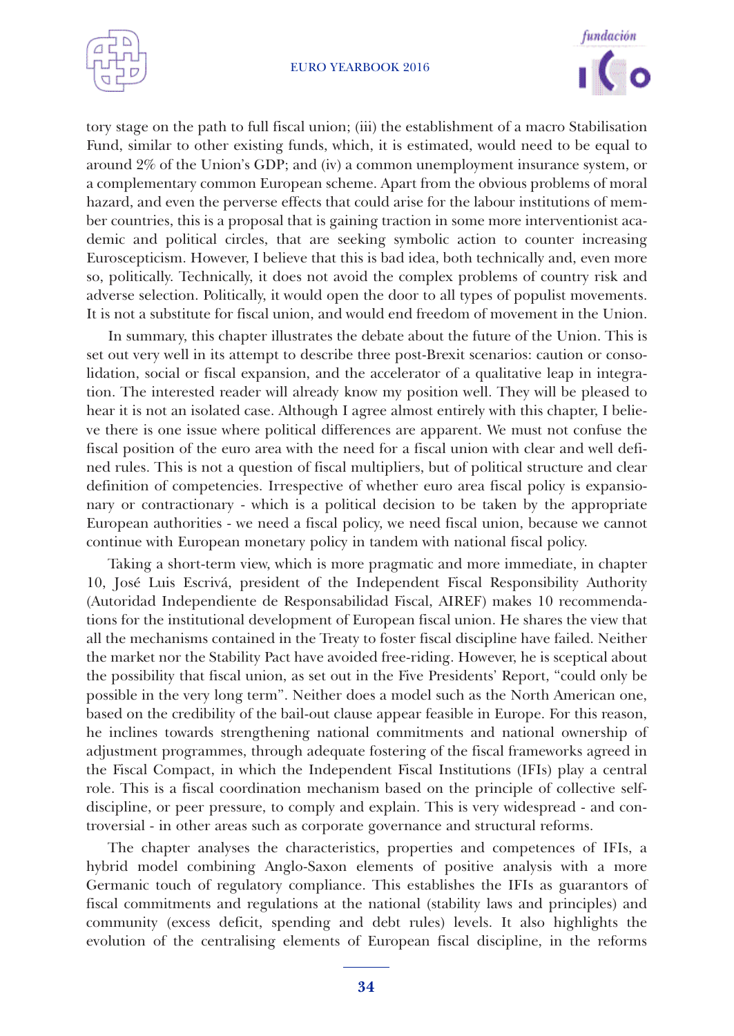tory stage on the path to full fiscal union; (iii) the establishment of a macro Stabilisation Fund, similar to other existing funds, which, it is estimated, would need to be equal to around 2% of the Union's GDP; and (iv) a common unemployment insurance system, or a complementary common European scheme. Apart from the obvious problems of moral hazard, and even the perverse effects that could arise for the labour institutions of member countries, this is a proposal that is gaining traction in some more interventionist academic and political circles, that are seeking symbolic action to counter increasing Euroscepticism. However, I believe that this is bad idea, both technically and, even more so, politically. Technically, it does not avoid the complex problems of country risk and adverse selection. Politically, it would open the door to all types of populist movements. It is not a substitute for fiscal union, and would end freedom of movement in the Union.

In summary, this chapter illustrates the debate about the future of the Union. This is set out very well in its attempt to describe three post-Brexit scenarios: caution or consolidation, social or fiscal expansion, and the accelerator of a qualitative leap in integration. The interested reader will already know my position well. They will be pleased to hear it is not an isolated case. Although I agree almost entirely with this chapter, I believe there is one issue where political differences are apparent. We must not confuse the fiscal position of the euro area with the need for a fiscal union with clear and well defined rules. This is not a question of fiscal multipliers, but of political structure and clear definition of competencies. Irrespective of whether euro area fiscal policy is expansionary or contractionary - which is a political decision to be taken by the appropriate European authorities - we need a fiscal policy, we need fiscal union, because we cannot continue with European monetary policy in tandem with national fiscal policy.

Taking a short-term view, which is more pragmatic and more immediate, in chapter 10, José Luis Escrivá, president of the Independent Fiscal Responsibility Authority (Autoridad Independiente de Responsabilidad Fiscal, AIREF) makes 10 recommendations for the institutional development of European fiscal union. He shares the view that all the mechanisms contained in the Treaty to foster fiscal discipline have failed. Neither the market nor the Stability Pact have avoided free-riding. However, he is sceptical about the possibility that fiscal union, as set out in the Five Presidents' Report, "could only be possible in the very long term". Neither does a model such as the North American one, based on the credibility of the bail-out clause appear feasible in Europe. For this reason, he inclines towards strengthening national commitments and national ownership of adjustment programmes, through adequate fostering of the fiscal frameworks agreed in the Fiscal Compact, in which the Independent Fiscal Institutions (IFIs) play a central role. This is a fiscal coordination mechanism based on the principle of collective self-discipline, or peer pressure, to comply and explain. This is very widespread - and controversial - in other areas such as corporate governance and structural reforms.

The chapter analyses the characteristics, properties and competences of IFIs, a hybrid model combining Anglo-Saxon elements of positive analysis with a more Germanic touch of regulatory compliance. This establishes the IFIs as guarantors of fiscal commitments and regulations at the national (stability laws and principles) and community (excess deficit, spending and debt rules) levels. It also highlights the evolution of the centralising elements of European fiscal discipline, in the reforms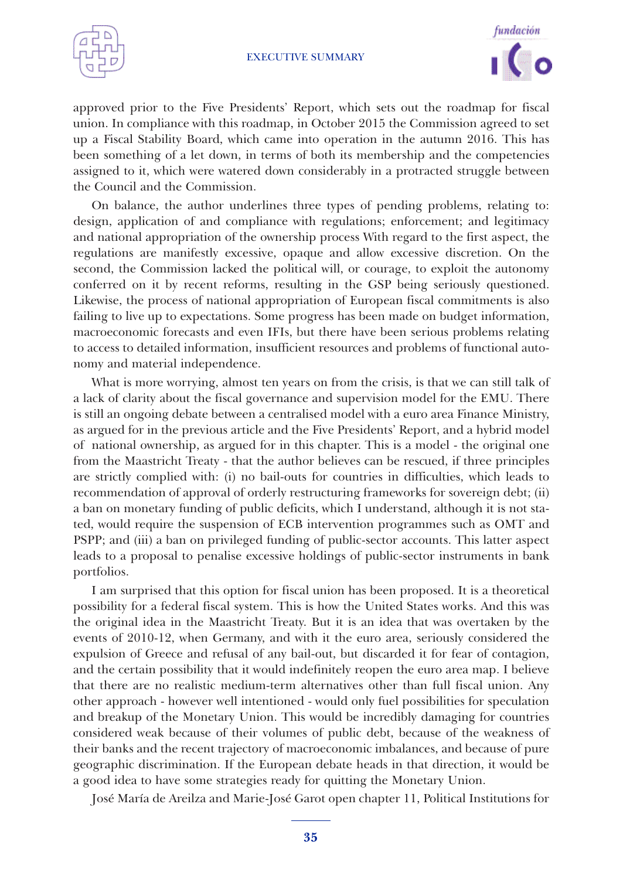approved prior to the Five Presidents' Report, which sets out the roadmap for fiscal union. In compliance with this roadmap, in October 2015 the Commission agreed to set up a Fiscal Stability Board, which came into operation in the autumn 2016. This has been something of a let down, in terms of both its membership and the competencies assigned to it, which were watered down considerably in a protracted struggle between the Council and the Commission.

On balance, the author underlines three types of pending problems, relating to: design, application of and compliance with regulations; enforcement; and legitimacy and national appropriation of the ownership process With regard to the first aspect, the regulations are manifestly excessive, opaque and allow excessive discretion. On the second, the Commission lacked the political will, or courage, to exploit the autonomy conferred on it by recent reforms, resulting in the GSP being seriously questioned. Likewise, the process of national appropriation of European fiscal commitments is also failing to live up to expectations. Some progress has been made on budget information, macroeconomic forecasts and even IFIs, but there have been serious problems relating to access to detailed information, insufficient resources and problems of functional autonomy and material independence.

What is more worrying, almost ten years on from the crisis, is that we can still talk of a lack of clarity about the fiscal governance and supervision model for the EMU. There is still an ongoing debate between a centralised model with a euro area Finance Ministry, as argued for in the previous article and the Five Presidents' Report, and a hybrid model of national ownership, as argued for in this chapter. This is a model - the original one from the Maastricht Treaty - that the author believes can be rescued, if three principles are strictly complied with: (i) no bail-outs for countries in difficulties, which leads to recommendation of approval of orderly restructuring frameworks for sovereign debt; (ii) a ban on monetary funding of public deficits, which I understand, although it is not stated, would require the suspension of ECB intervention programmes such as OMT and PSPP; and (iii) a ban on privileged funding of public-sector accounts. This latter aspect leads to a proposal to penalise excessive holdings of public-sector instruments in bank portfolios.

I am surprised that this option for fiscal union has been proposed. It is a theoretical possibility for a federal fiscal system. This is how the United States works. And this was the original idea in the Maastricht Treaty. But it is an idea that was overtaken by the events of 2010-12, when Germany, and with it the euro area, seriously considered the expulsion of Greece and refusal of any bail-out, but discarded it for fear of contagion, and the certain possibility that it would indefinitely reopen the euro area map. I believe that there are no realistic medium-term alternatives other than full fiscal union. Any other approach - however well intentioned - would only fuel possibilities for speculation and breakup of the Monetary Union. This would be incredibly damaging for countries considered weak because of their volumes of public debt, because of the weakness of their banks and the recent trajectory of macroeconomic imbalances, and because of pure geographic discrimination. If the European debate heads in that direction, it would be a good idea to have some strategies ready for quitting the Monetary Union.

José María de Areilza and Marie-José Garot open chapter 11, Political Institutions for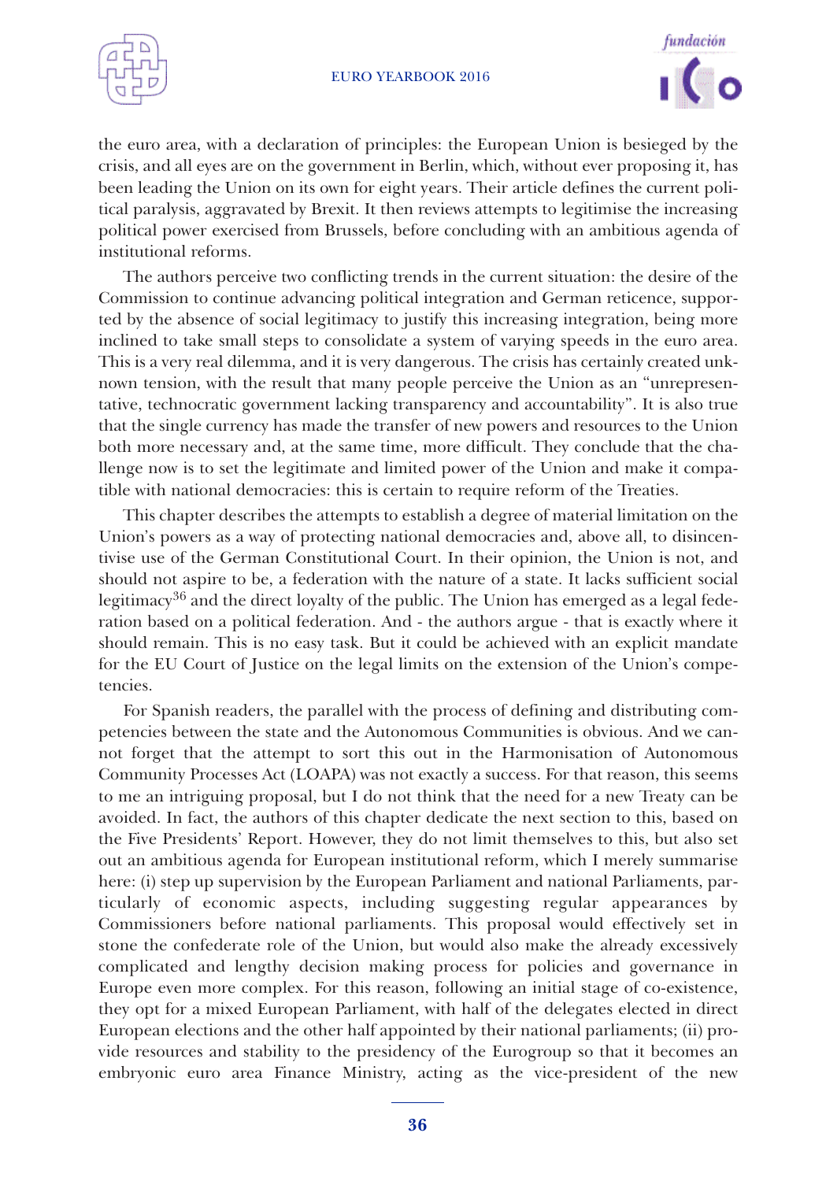the euro area, with a declaration of principles: the European Union is besieged by the crisis, and all eyes are on the government in Berlin, which, without ever proposing it, has been leading the Union on its own for eight years. Their article defines the current political paralysis, aggravated by Brexit. It then reviews attempts to legitimise the increasing political power exercised from Brussels, before concluding with an ambitious agenda of institutional reforms.

The authors perceive two conflicting trends in the current situation: the desire of the Commission to continue advancing political integration and German reticence, supported by the absence of social legitimacy to justify this increasing integration, being more inclined to take small steps to consolidate a system of varying speeds in the euro area. This is a very real dilemma, and it is very dangerous. The crisis has certainly created unknown tension, with the result that many people perceive the Union as an "unrepresentative, technocratic government lacking transparency and accountability". It is also true that the single currency has made the transfer of new powers and resources to the Union both more necessary and, at the same time, more difficult. They conclude that the challenge now is to set the legitimate and limited power of the Union and make it compatible with national democracies: this is certain to require reform of the Treaties.

This chapter describes the attempts to establish a degree of material limitation on the Union's powers as a way of protecting national democracies and, above all, to disincentivise use of the German Constitutional Court. In their opinion, the Union is not, and should not aspire to be, a federation with the nature of a state. It lacks sufficient social legitimacy[36] and the direct loyalty of the public. The Union has emerged as a legal federation based on a political federation. And - the authors argue - that is exactly where it should remain. This is no easy task. But it could be achieved with an explicit mandate for the EU Court of Justice on the legal limits on the extension of the Union's competencies.

For Spanish readers, the parallel with the process of defining and distributing competencies between the state and the Autonomous Communities is obvious. And we cannot forget that the attempt to sort this out in the Harmonisation of Autonomous Community Processes Act (LOAPA) was not exactly a success. For that reason, this seems to me an intriguing proposal, but I do not think that the need for a new Treaty can be avoided. In fact, the authors of this chapter dedicate the next section to this, based on the Five Presidents' Report. However, they do not limit themselves to this, but also set out an ambitious agenda for European institutional reform, which I merely summarise here: (i) step up supervision by the European Parliament and national Parliaments, particularly of economic aspects, including suggesting regular appearances by Commissioners before national parliaments. This proposal would effectively set in stone the confederate role of the Union, but would also make the already excessively complicated and lengthy decision making process for policies and governance in Europe even more complex. For this reason, following an initial stage of co-existence, they opt for a mixed European Parliament, with half of the delegates elected in direct European elections and the other half appointed by their national parliaments; (ii) provide resources and stability to the presidency of the Eurogroup so that it becomes an embryonic euro area Finance Ministry, acting as the vice-president of the new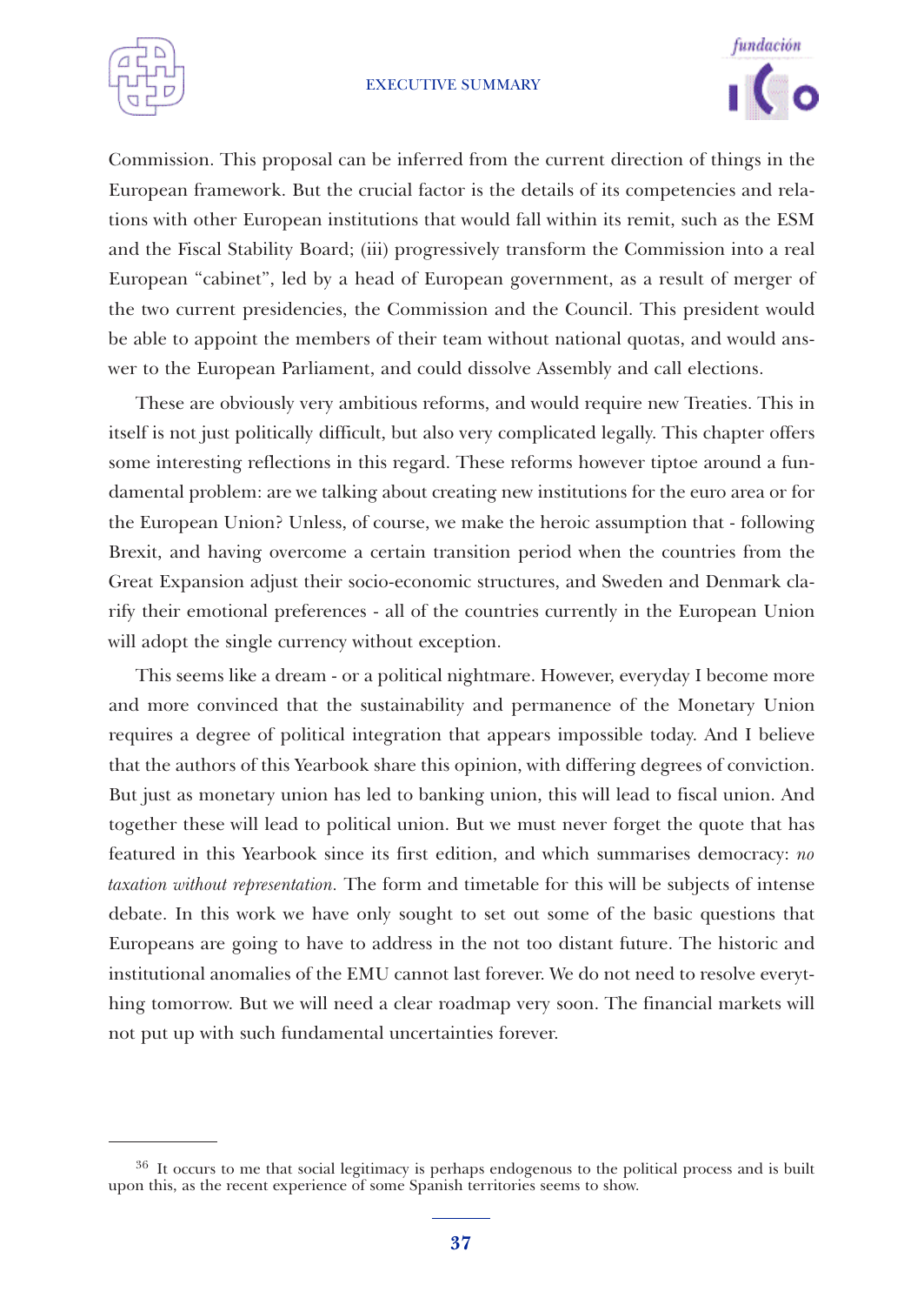Commission. This proposal can be inferred from the current direction of things in the European framework. But the crucial factor is the details of its competencies and relations with other European institutions that would fall within its remit, such as the ESM and the Fiscal Stability Board; (iii) progressively transform the Commission into a real European "cabinet", led by a head of European government, as a result of merger of the two current presidencies, the Commission and the Council. This president would be able to appoint the members of their team without national quotas, and would answer to the European Parliament, and could dissolve Assembly and call elections.

These are obviously very ambitious reforms, and would require new Treaties. This in itself is not just politically difficult, but also very complicated legally. This chapter offers some interesting reflections in this regard. These reforms however tiptoe around a fundamental problem: are we talking about creating new institutions for the euro area or for the European Union? Unless, of course, we make the heroic assumption that - following Brexit, and having overcome a certain transition period when the countries from the Great Expansion adjust their socio-economic structures, and Sweden and Denmark clarify their emotional preferences - all of the countries currently in the European Union will adopt the single currency without exception.

This seems like a dream - or a political nightmare. However, everyday I become more and more convinced that the sustainability and permanence of the Monetary Union requires a degree of political integration that appears impossible today. And I believe that the authors of this Yearbook share this opinion, with differing degrees of conviction. But just as monetary union has led to banking union, this will lead to fiscal union. And together these will lead to political union. But we must never forget the quote that has featured in this Yearbook since its first edition, and which summarises democracy: *no taxation without representation.* The form and timetable for this will be subjects of intense debate. In this work we have only sought to set out some of the basic questions that Europeans are going to have to address in the not too distant future. The historic and institutional anomalies of the EMU cannot last forever. We do not need to resolve everything tomorrow. But we will need a clear roadmap very soon. The financial markets will not put up with such fundamental uncertainties forever.

---

[36] It occurs to me that social legitimacy is perhaps endogenous to the political process and is built upon this, as the recent experience of some Spanish territories seems to show.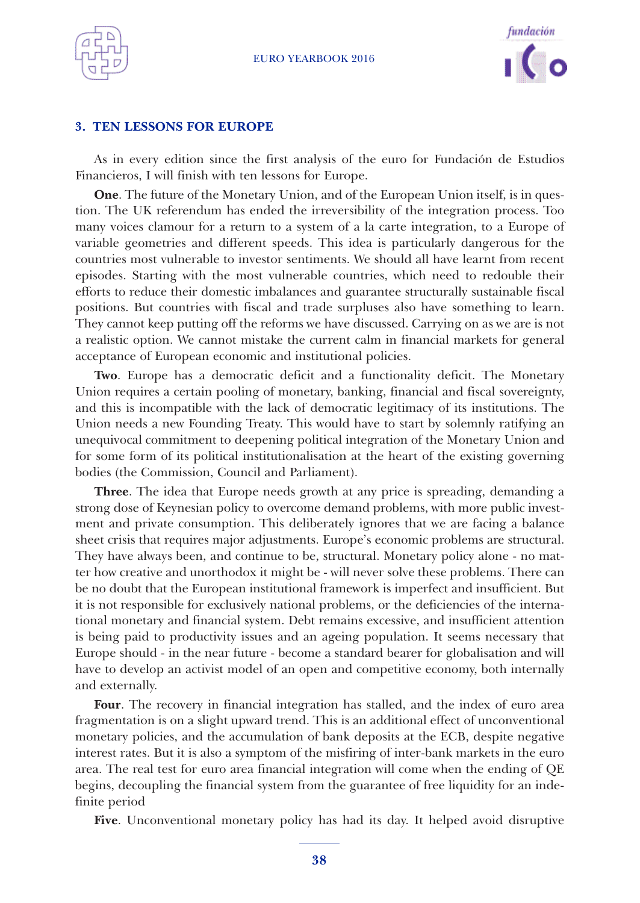## 3. TEN LESSONS FOR EUROPE

As in every edition since the first analysis of the euro for Fundación de Estudios Financieros, I will finish with ten lessons for Europe.

**One**. The future of the Monetary Union, and of the European Union itself, is in question. The UK referendum has ended the irreversibility of the integration process. Too many voices clamour for a return to a system of a la carte integration, to a Europe of variable geometries and different speeds. This idea is particularly dangerous for the countries most vulnerable to investor sentiments. We should all have learnt from recent episodes. Starting with the most vulnerable countries, which need to redouble their efforts to reduce their domestic imbalances and guarantee structurally sustainable fiscal positions. But countries with fiscal and trade surpluses also have something to learn. They cannot keep putting off the reforms we have discussed. Carrying on as we are is not a realistic option. We cannot mistake the current calm in financial markets for general acceptance of European economic and institutional policies.

**Two**. Europe has a democratic deficit and a functionality deficit. The Monetary Union requires a certain pooling of monetary, banking, financial and fiscal sovereignty, and this is incompatible with the lack of democratic legitimacy of its institutions. The Union needs a new Founding Treaty. This would have to start by solemnly ratifying an unequivocal commitment to deepening political integration of the Monetary Union and for some form of its political institutionalisation at the heart of the existing governing bodies (the Commission, Council and Parliament).

**Three**. The idea that Europe needs growth at any price is spreading, demanding a strong dose of Keynesian policy to overcome demand problems, with more public investment and private consumption. This deliberately ignores that we are facing a balance sheet crisis that requires major adjustments. Europe's economic problems are structural. They have always been, and continue to be, structural. Monetary policy alone - no matter how creative and unorthodox it might be - will never solve these problems. There can be no doubt that the European institutional framework is imperfect and insufficient. But it is not responsible for exclusively national problems, or the deficiencies of the international monetary and financial system. Debt remains excessive, and insufficient attention is being paid to productivity issues and an ageing population. It seems necessary that Europe should - in the near future - become a standard bearer for globalisation and will have to develop an activist model of an open and competitive economy, both internally and externally.

**Four**. The recovery in financial integration has stalled, and the index of euro area fragmentation is on a slight upward trend. This is an additional effect of unconventional monetary policies, and the accumulation of bank deposits at the ECB, despite negative interest rates. But it is also a symptom of the misfiring of inter-bank markets in the euro area. The real test for euro area financial integration will come when the ending of QE begins, decoupling the financial system from the guarantee of free liquidity for an indefinite period

**Five**. Unconventional monetary policy has had its day. It helped avoid disruptive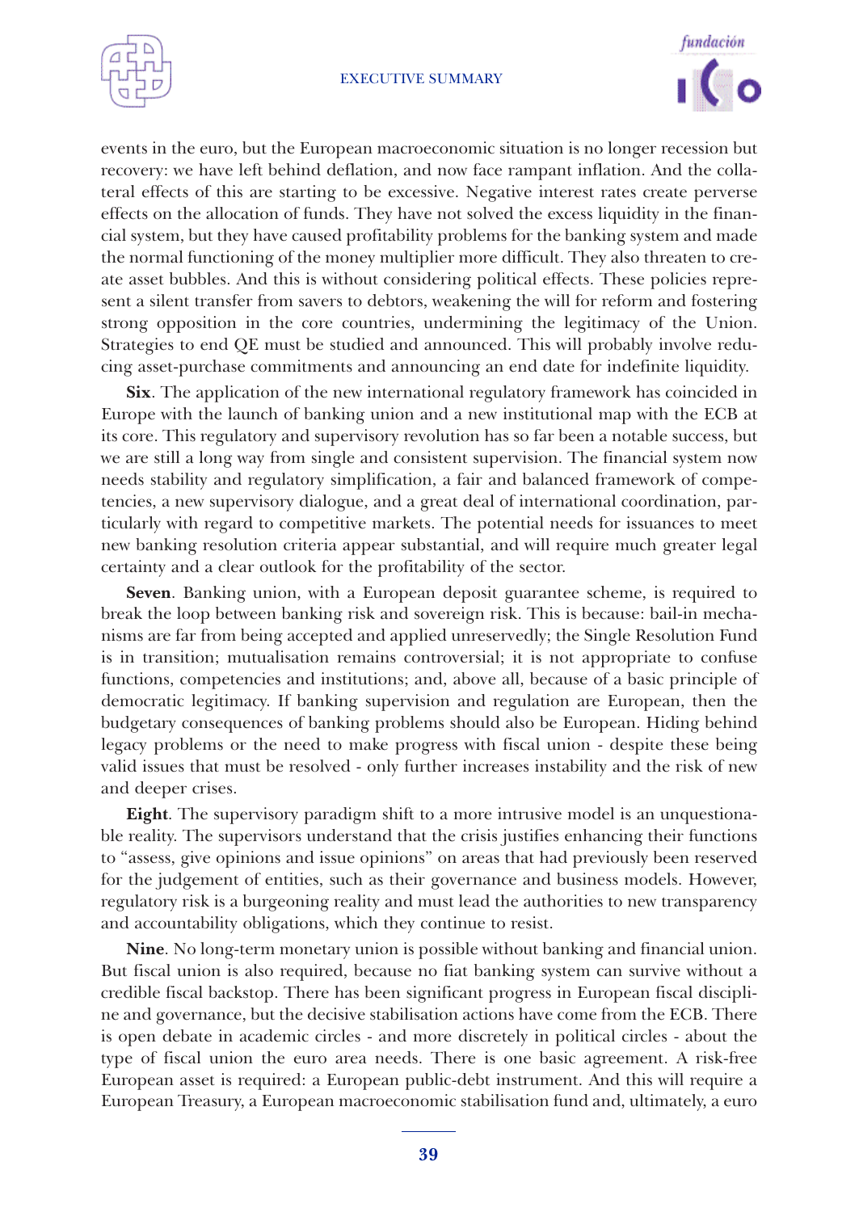events in the euro, but the European macroeconomic situation is no longer recession but recovery: we have left behind deflation, and now face rampant inflation. And the collateral effects of this are starting to be excessive. Negative interest rates create perverse effects on the allocation of funds. They have not solved the excess liquidity in the financial system, but they have caused profitability problems for the banking system and made the normal functioning of the money multiplier more difficult. They also threaten to create asset bubbles. And this is without considering political effects. These policies represent a silent transfer from savers to debtors, weakening the will for reform and fostering strong opposition in the core countries, undermining the legitimacy of the Union. Strategies to end QE must be studied and announced. This will probably involve reducing asset-purchase commitments and announcing an end date for indefinite liquidity.

**Six**. The application of the new international regulatory framework has coincided in Europe with the launch of banking union and a new institutional map with the ECB at its core. This regulatory and supervisory revolution has so far been a notable success, but we are still a long way from single and consistent supervision. The financial system now needs stability and regulatory simplification, a fair and balanced framework of competencies, a new supervisory dialogue, and a great deal of international coordination, particularly with regard to competitive markets. The potential needs for issuances to meet new banking resolution criteria appear substantial, and will require much greater legal certainty and a clear outlook for the profitability of the sector.

**Seven**. Banking union, with a European deposit guarantee scheme, is required to break the loop between banking risk and sovereign risk. This is because: bail-in mechanisms are far from being accepted and applied unreservedly; the Single Resolution Fund is in transition; mutualisation remains controversial; it is not appropriate to confuse functions, competencies and institutions; and, above all, because of a basic principle of democratic legitimacy. If banking supervision and regulation are European, then the budgetary consequences of banking problems should also be European. Hiding behind legacy problems or the need to make progress with fiscal union - despite these being valid issues that must be resolved - only further increases instability and the risk of new and deeper crises.

**Eight**. The supervisory paradigm shift to a more intrusive model is an unquestionable reality. The supervisors understand that the crisis justifies enhancing their functions to "assess, give opinions and issue opinions" on areas that had previously been reserved for the judgement of entities, such as their governance and business models. However, regulatory risk is a burgeoning reality and must lead the authorities to new transparency and accountability obligations, which they continue to resist.

**Nine**. No long-term monetary union is possible without banking and financial union. But fiscal union is also required, because no fiat banking system can survive without a credible fiscal backstop. There has been significant progress in European fiscal discipline and governance, but the decisive stabilisation actions have come from the ECB. There is open debate in academic circles - and more discretely in political circles - about the type of fiscal union the euro area needs. There is one basic agreement. A risk-free European asset is required: a European public-debt instrument. And this will require a European Treasury, a European macroeconomic stabilisation fund and, ultimately, a euro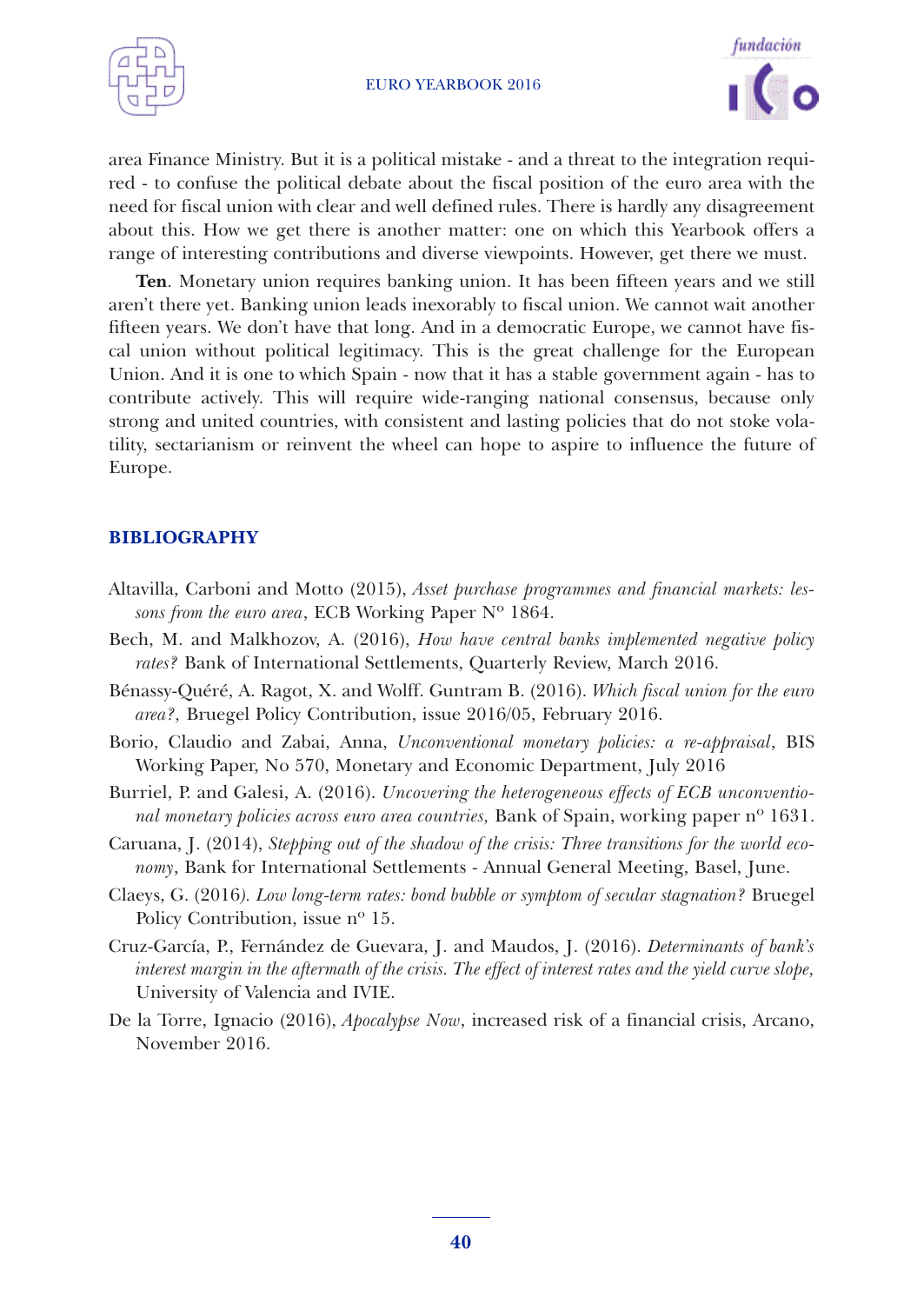area Finance Ministry. But it is a political mistake - and a threat to the integration required - to confuse the political debate about the fiscal position of the euro area with the need for fiscal union with clear and well defined rules. There is hardly any disagreement about this. How we get there is another matter: one on which this Yearbook offers a range of interesting contributions and diverse viewpoints. However, get there we must.

**Ten**. Monetary union requires banking union. It has been fifteen years and we still aren't there yet. Banking union leads inexorably to fiscal union. We cannot wait another fifteen years. We don't have that long. And in a democratic Europe, we cannot have fiscal union without political legitimacy. This is the great challenge for the European Union. And it is one to which Spain - now that it has a stable government again - has to contribute actively. This will require wide-ranging national consensus, because only strong and united countries, with consistent and lasting policies that do not stoke volatility, sectarianism or reinvent the wheel can hope to aspire to influence the future of Europe.

## BIBLIOGRAPHY

Altavilla, Carboni and Motto (2015), *Asset purchase programmes and financial markets: lessons from the euro area*, ECB Working Paper Nº 1864.

Bech, M. and Malkhozov, A. (2016), *How have central banks implemented negative policy rates?* Bank of International Settlements, Quarterly Review, March 2016.

Bénassy-Quéré, A. Ragot, X. and Wolff. Guntram B. (2016). *Which fiscal union for the euro area?,* Bruegel Policy Contribution, issue 2016/05, February 2016.

Borio, Claudio and Zabai, Anna, *Unconventional monetary policies: a re-appraisal*, BIS Working Paper, No 570, Monetary and Economic Department, July 2016

Burriel, P. and Galesi, A. (2016). *Uncovering the heterogeneous effects of ECB unconventional monetary policies across euro area countries,* Bank of Spain, working paper nº 1631.

Caruana, J. (2014), *Stepping out of the shadow of the crisis: Three transitions for the world economy*, Bank for International Settlements - Annual General Meeting, Basel, June.

Claeys, G. (2016). *Low long-term rates: bond bubble or symptom of secular stagnation?* Bruegel Policy Contribution, issue nº 15.

Cruz-García, P., Fernández de Guevara, J. and Maudos, J. (2016). *Determinants of bank's interest margin in the aftermath of the crisis. The effect of interest rates and the yield curve slope,* University of Valencia and IVIE.

De la Torre, Ignacio (2016), *Apocalypse Now*, increased risk of a financial crisis, Arcano, November 2016.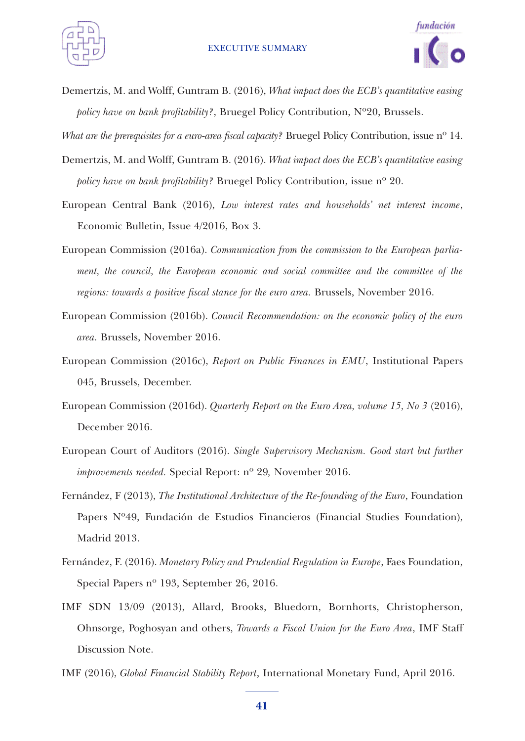Demertzis, M. and Wolff, Guntram B. (2016), *What impact does the ECB's quantitative easing policy have on bank profitability?*, Bruegel Policy Contribution, Nº20, Brussels.

*What are the prerequisites for a euro-area fiscal capacity?* Bruegel Policy Contribution, issue nº 14.

Demertzis, M. and Wolff, Guntram B. (2016). *What impact does the ECB's quantitative easing policy have on bank profitability?* Bruegel Policy Contribution, issue nº 20.

European Central Bank (2016), *Low interest rates and households' net interest income*, Economic Bulletin, Issue 4/2016, Box 3.

European Commission (2016a). *Communication from the commission to the European parliament, the council, the European economic and social committee and the committee of the regions: towards a positive fiscal stance for the euro area.* Brussels, November 2016.

European Commission (2016b). *Council Recommendation: on the economic policy of the euro area.* Brussels, November 2016.

European Commission (2016c), *Report on Public Finances in EMU*, Institutional Papers 045, Brussels, December.

European Commission (2016d). *Quarterly Report on the Euro Area, volume 15, No 3* (2016), December 2016.

European Court of Auditors (2016). *Single Supervisory Mechanism. Good start but further improvements needed.* Special Report: nº 29, November 2016.

Fernández, F (2013), *The Institutional Architecture of the Re-founding of the Euro*, Foundation Papers Nº49, Fundación de Estudios Financieros (Financial Studies Foundation), Madrid 2013.

Fernández, F. (2016). *Monetary Policy and Prudential Regulation in Europe*, Faes Foundation, Special Papers nº 193, September 26, 2016.

IMF SDN 13/09 (2013), Allard, Brooks, Bluedorn, Bornhorts, Christopherson, Ohnsorge, Poghosyan and others, *Towards a Fiscal Union for the Euro Area*, IMF Staff Discussion Note.

IMF (2016), *Global Financial Stability Report*, International Monetary Fund, April 2016.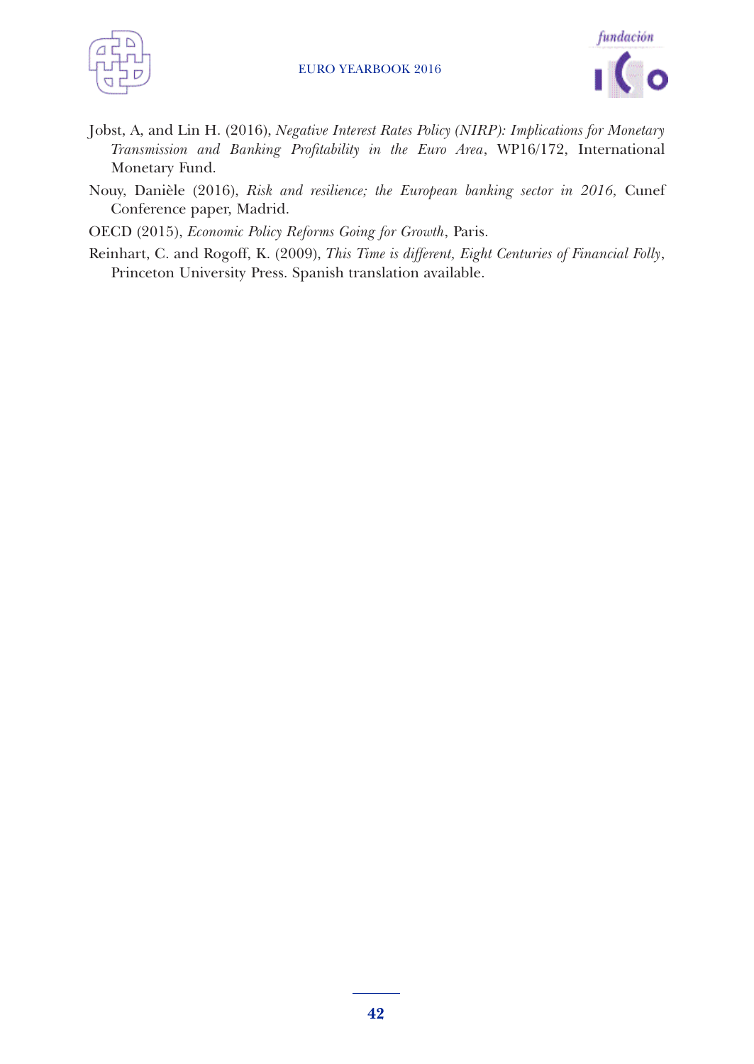Jobst, A, and Lin H. (2016), *Negative Interest Rates Policy (NIRP): Implications for Monetary Transmission and Banking Profitability in the Euro Area*, WP16/172, International Monetary Fund.

Nouy, Danièle (2016), *Risk and resilience; the European banking sector in 2016,* Cunef Conference paper, Madrid.

OECD (2015), *Economic Policy Reforms Going for Growth*, Paris.

Reinhart, C. and Rogoff, K. (2009), *This Time is different, Eight Centuries of Financial Folly*, Princeton University Press. Spanish translation available.